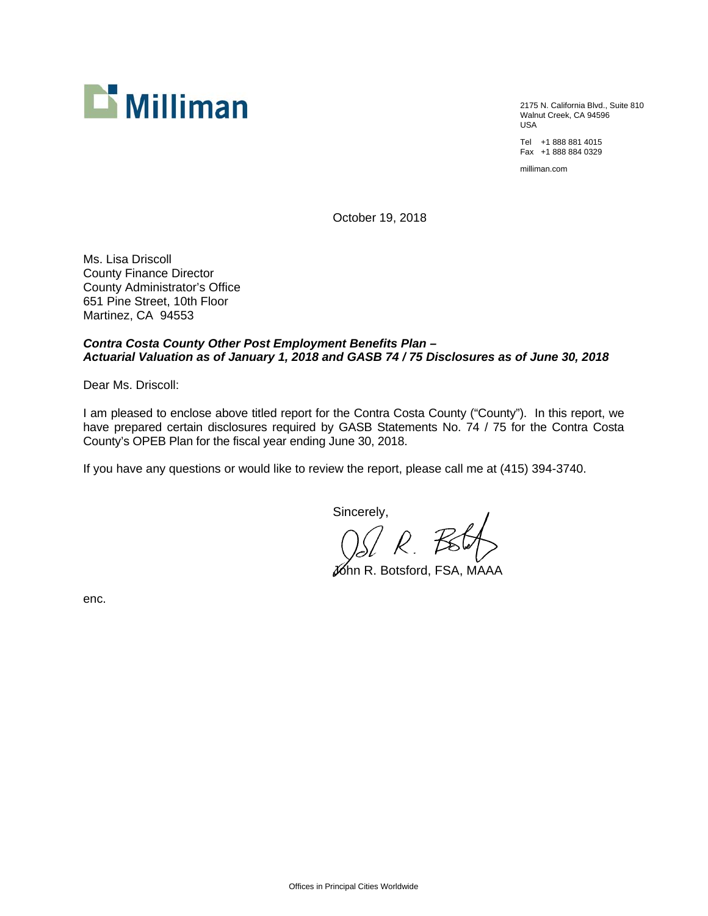Milliman

2175 N. California Blvd., Suite 810
Walnut Creek, CA 94596
USA

Tel +1 888 881 4015
Fax +1 888 884 0329

milliman.com

October 19, 2018

Ms. Lisa Driscoll
County Finance Director
County Administrator's Office
651 Pine Street, 10th Floor
Martinez, CA 94553

***Contra Costa County Other Post Employment Benefits Plan – Actuarial Valuation as of January 1, 2018 and GASB 74 / 75 Disclosures as of June 30, 2018***

Dear Ms. Driscoll:

I am pleased to enclose above titled report for the Contra Costa County ("County"). In this report, we have prepared certain disclosures required by GASB Statements No. 74 / 75 for the Contra Costa County's OPEB Plan for the fiscal year ending June 30, 2018.

If you have any questions or would like to review the report, please call me at (415) 394-3740.

Sincerely,

John R. Botsford, FSA, MAAA

enc.

Offices in Principal Cities Worldwide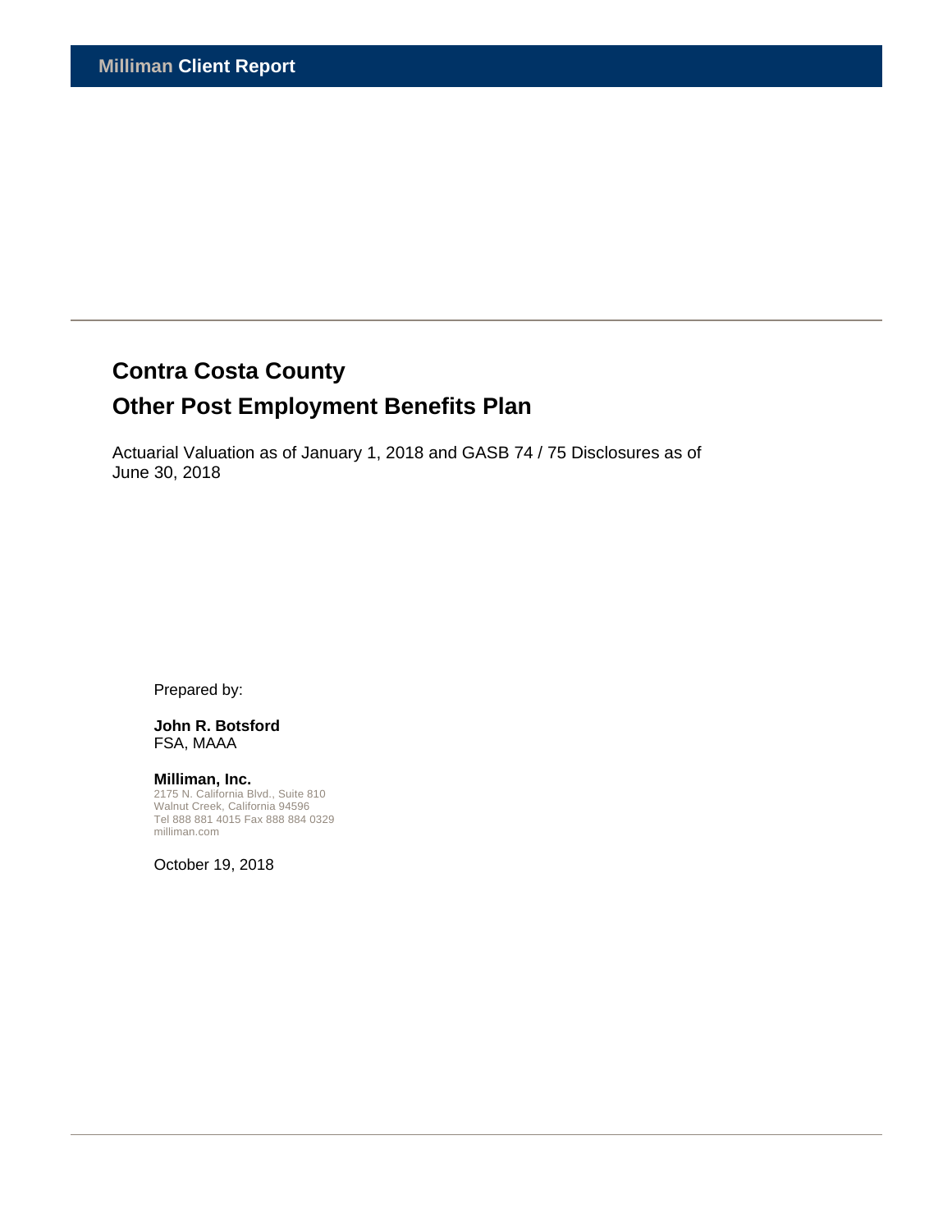**Milliman Client Report**

# Contra Costa County

# Other Post Employment Benefits Plan

Actuarial Valuation as of January 1, 2018 and GASB 74 / 75 Disclosures as of June 30, 2018

Prepared by:

**John R. Botsford**
FSA, MAAA

**Milliman, Inc.**
2175 N. California Blvd., Suite 810
Walnut Creek, California 94596
Tel 888 881 4015 Fax 888 884 0329
milliman.com

October 19, 2018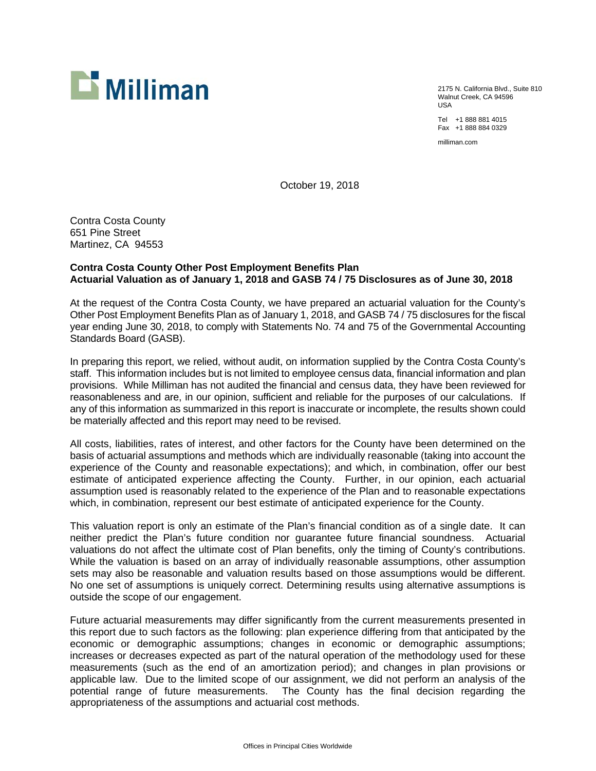Milliman

2175 N. California Blvd., Suite 810
Walnut Creek, CA 94596
USA

Tel +1 888 881 4015
Fax +1 888 884 0329

milliman.com

October 19, 2018

Contra Costa County
651 Pine Street
Martinez, CA 94553

**Contra Costa County Other Post Employment Benefits Plan**
**Actuarial Valuation as of January 1, 2018 and GASB 74 / 75 Disclosures as of June 30, 2018**

At the request of the Contra Costa County, we have prepared an actuarial valuation for the County's Other Post Employment Benefits Plan as of January 1, 2018, and GASB 74 / 75 disclosures for the fiscal year ending June 30, 2018, to comply with Statements No. 74 and 75 of the Governmental Accounting Standards Board (GASB).

In preparing this report, we relied, without audit, on information supplied by the Contra Costa County's staff. This information includes but is not limited to employee census data, financial information and plan provisions. While Milliman has not audited the financial and census data, they have been reviewed for reasonableness and are, in our opinion, sufficient and reliable for the purposes of our calculations. If any of this information as summarized in this report is inaccurate or incomplete, the results shown could be materially affected and this report may need to be revised.

All costs, liabilities, rates of interest, and other factors for the County have been determined on the basis of actuarial assumptions and methods which are individually reasonable (taking into account the experience of the County and reasonable expectations); and which, in combination, offer our best estimate of anticipated experience affecting the County. Further, in our opinion, each actuarial assumption used is reasonably related to the experience of the Plan and to reasonable expectations which, in combination, represent our best estimate of anticipated experience for the County.

This valuation report is only an estimate of the Plan's financial condition as of a single date. It can neither predict the Plan's future condition nor guarantee future financial soundness. Actuarial valuations do not affect the ultimate cost of Plan benefits, only the timing of County's contributions. While the valuation is based on an array of individually reasonable assumptions, other assumption sets may also be reasonable and valuation results based on those assumptions would be different. No one set of assumptions is uniquely correct. Determining results using alternative assumptions is outside the scope of our engagement.

Future actuarial measurements may differ significantly from the current measurements presented in this report due to such factors as the following: plan experience differing from that anticipated by the economic or demographic assumptions; changes in economic or demographic assumptions; increases or decreases expected as part of the natural operation of the methodology used for these measurements (such as the end of an amortization period); and changes in plan provisions or applicable law. Due to the limited scope of our assignment, we did not perform an analysis of the potential range of future measurements. The County has the final decision regarding the appropriateness of the assumptions and actuarial cost methods.

Offices in Principal Cities Worldwide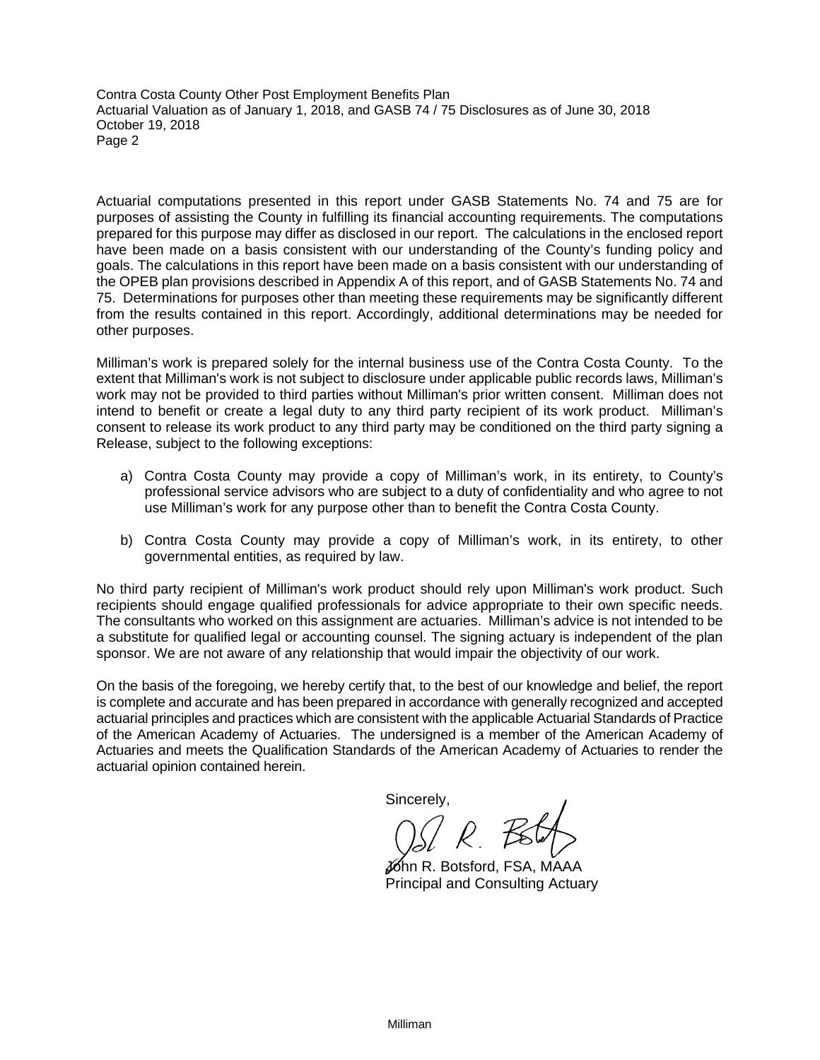Actuarial computations presented in this report under GASB Statements No. 74 and 75 are for purposes of assisting the County in fulfilling its financial accounting requirements. The computations prepared for this purpose may differ as disclosed in our report. The calculations in the enclosed report have been made on a basis consistent with our understanding of the County's funding policy and goals. The calculations in this report have been made on a basis consistent with our understanding of the OPEB plan provisions described in Appendix A of this report, and of GASB Statements No. 74 and 75. Determinations for purposes other than meeting these requirements may be significantly different from the results contained in this report. Accordingly, additional determinations may be needed for other purposes.

Milliman's work is prepared solely for the internal business use of the Contra Costa County. To the extent that Milliman's work is not subject to disclosure under applicable public records laws, Milliman's work may not be provided to third parties without Milliman's prior written consent. Milliman does not intend to benefit or create a legal duty to any third party recipient of its work product. Milliman's consent to release its work product to any third party may be conditioned on the third party signing a Release, subject to the following exceptions:

a) Contra Costa County may provide a copy of Milliman's work, in its entirety, to County's professional service advisors who are subject to a duty of confidentiality and who agree to not use Milliman's work for any purpose other than to benefit the Contra Costa County.

b) Contra Costa County may provide a copy of Milliman's work, in its entirety, to other governmental entities, as required by law.

No third party recipient of Milliman's work product should rely upon Milliman's work product. Such recipients should engage qualified professionals for advice appropriate to their own specific needs. The consultants who worked on this assignment are actuaries. Milliman's advice is not intended to be a substitute for qualified legal or accounting counsel. The signing actuary is independent of the plan sponsor. We are not aware of any relationship that would impair the objectivity of our work.

On the basis of the foregoing, we hereby certify that, to the best of our knowledge and belief, the report is complete and accurate and has been prepared in accordance with generally recognized and accepted actuarial principles and practices which are consistent with the applicable Actuarial Standards of Practice of the American Academy of Actuaries. The undersigned is a member of the American Academy of Actuaries and meets the Qualification Standards of the American Academy of Actuaries to render the actuarial opinion contained herein.

Sincerely,

John R. Botsford, FSA, MAAA
Principal and Consulting Actuary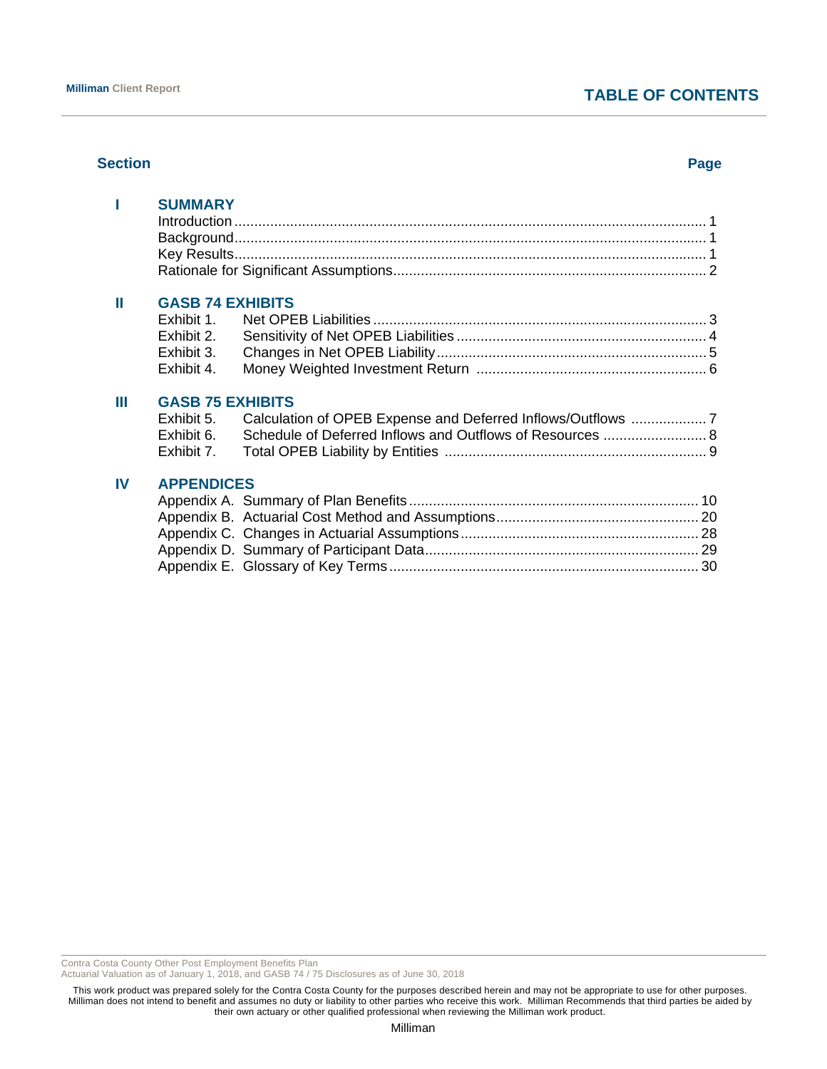# TABLE OF CONTENTS

| Section | | Page |
|---|---|---|
| **I** | **SUMMARY** | |
| | Introduction | 1 |
| | Background | 1 |
| | Key Results | 1 |
| | Rationale for Significant Assumptions | 2 |
| **II** | **GASB 74 EXHIBITS** | |
| | Exhibit 1. Net OPEB Liabilities | 3 |
| | Exhibit 2. Sensitivity of Net OPEB Liabilities | 4 |
| | Exhibit 3. Changes in Net OPEB Liability | 5 |
| | Exhibit 4. Money Weighted Investment Return | 6 |
| **III** | **GASB 75 EXHIBITS** | |
| | Exhibit 5. Calculation of OPEB Expense and Deferred Inflows/Outflows | 7 |
| | Exhibit 6. Schedule of Deferred Inflows and Outflows of Resources | 8 |
| | Exhibit 7. Total OPEB Liability by Entities | 9 |
| **IV** | **APPENDICES** | |
| | Appendix A. Summary of Plan Benefits | 10 |
| | Appendix B. Actuarial Cost Method and Assumptions | 20 |
| | Appendix C. Changes in Actuarial Assumptions | 28 |
| | Appendix D. Summary of Participant Data | 29 |
| | Appendix E. Glossary of Key Terms | 30 |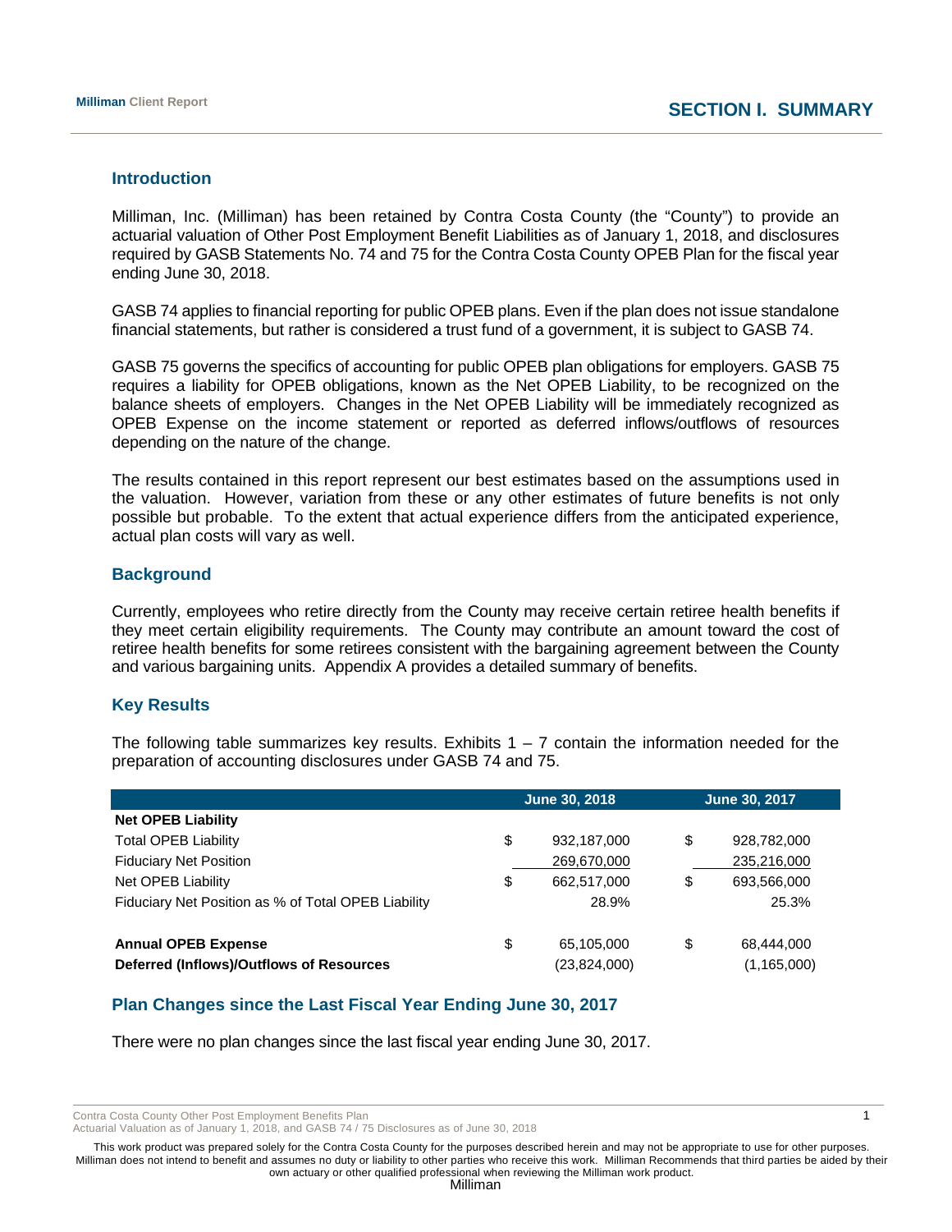# SECTION I. SUMMARY

## Introduction

Milliman, Inc. (Milliman) has been retained by Contra Costa County (the "County") to provide an actuarial valuation of Other Post Employment Benefit Liabilities as of January 1, 2018, and disclosures required by GASB Statements No. 74 and 75 for the Contra Costa County OPEB Plan for the fiscal year ending June 30, 2018.

GASB 74 applies to financial reporting for public OPEB plans. Even if the plan does not issue standalone financial statements, but rather is considered a trust fund of a government, it is subject to GASB 74.

GASB 75 governs the specifics of accounting for public OPEB plan obligations for employers. GASB 75 requires a liability for OPEB obligations, known as the Net OPEB Liability, to be recognized on the balance sheets of employers. Changes in the Net OPEB Liability will be immediately recognized as OPEB Expense on the income statement or reported as deferred inflows/outflows of resources depending on the nature of the change.

The results contained in this report represent our best estimates based on the assumptions used in the valuation. However, variation from these or any other estimates of future benefits is not only possible but probable. To the extent that actual experience differs from the anticipated experience, actual plan costs will vary as well.

## Background

Currently, employees who retire directly from the County may receive certain retiree health benefits if they meet certain eligibility requirements. The County may contribute an amount toward the cost of retiree health benefits for some retirees consistent with the bargaining agreement between the County and various bargaining units. Appendix A provides a detailed summary of benefits.

## Key Results

The following table summarizes key results. Exhibits 1 – 7 contain the information needed for the preparation of accounting disclosures under GASB 74 and 75.

| | June 30, 2018 | June 30, 2017 |
|---|---|---|
| **Net OPEB Liability** | | |
| Total OPEB Liability | $ 932,187,000 | $ 928,782,000 |
| Fiduciary Net Position | 269,670,000 | 235,216,000 |
| Net OPEB Liability | $ 662,517,000 | $ 693,566,000 |
| Fiduciary Net Position as % of Total OPEB Liability | 28.9% | 25.3% |
| | | |
| **Annual OPEB Expense** | $ 65,105,000 | $ 68,444,000 |
| **Deferred (Inflows)/Outflows of Resources** | (23,824,000) | (1,165,000) |

## Plan Changes since the Last Fiscal Year Ending June 30, 2017

There were no plan changes since the last fiscal year ending June 30, 2017.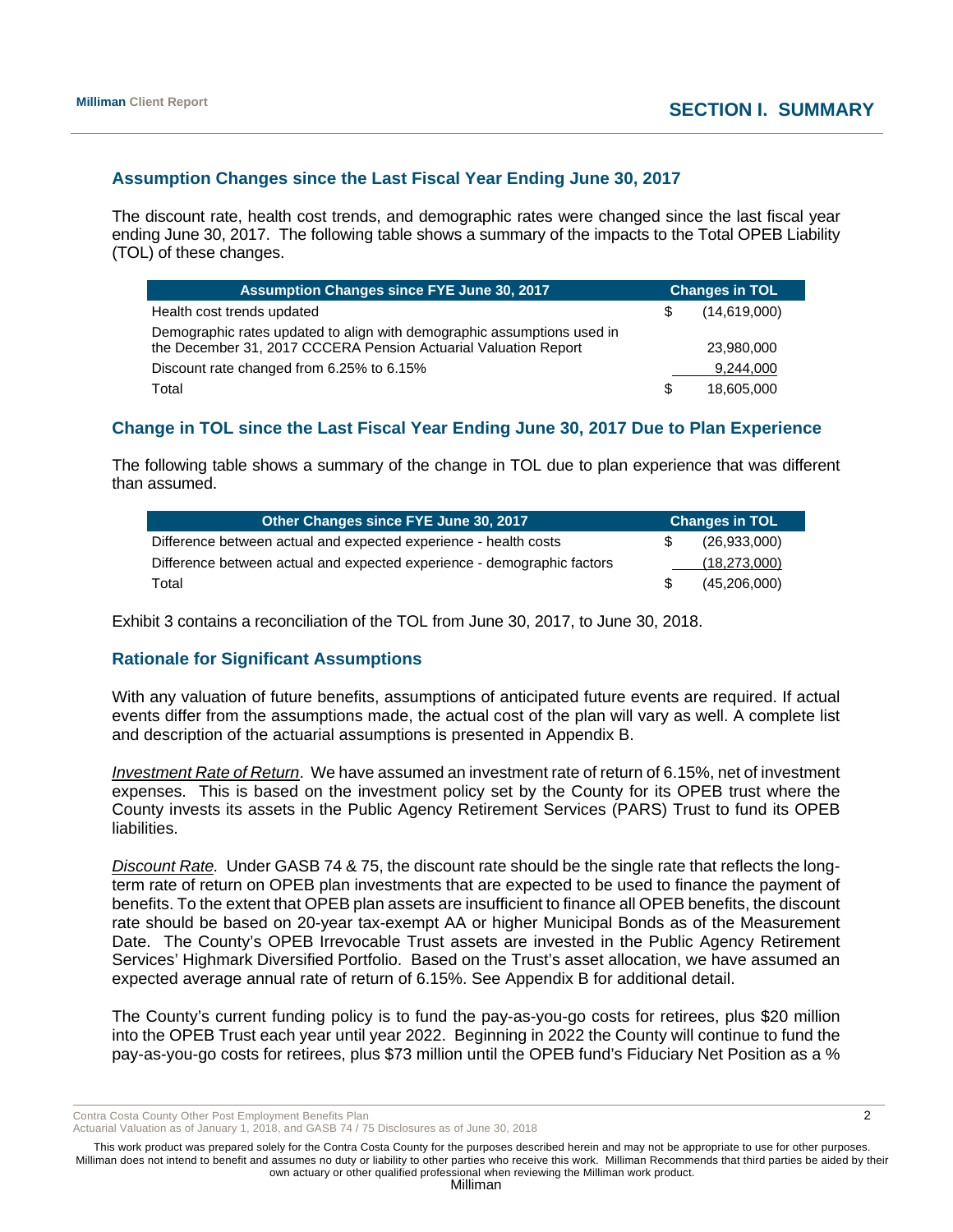### Assumption Changes since the Last Fiscal Year Ending June 30, 2017

The discount rate, health cost trends, and demographic rates were changed since the last fiscal year ending June 30, 2017. The following table shows a summary of the impacts to the Total OPEB Liability (TOL) of these changes.

| Assumption Changes since FYE June 30, 2017 | Changes in TOL |
|---|---|
| Health cost trends updated | $ (14,619,000) |
| Demographic rates updated to align with demographic assumptions used in the December 31, 2017 CCCERA Pension Actuarial Valuation Report | 23,980,000 |
| Discount rate changed from 6.25% to 6.15% | 9,244,000 |
| Total | $ 18,605,000 |

### Change in TOL since the Last Fiscal Year Ending June 30, 2017 Due to Plan Experience

The following table shows a summary of the change in TOL due to plan experience that was different than assumed.

| Other Changes since FYE June 30, 2017 | Changes in TOL |
|---|---|
| Difference between actual and expected experience - health costs | $ (26,933,000) |
| Difference between actual and expected experience - demographic factors | (18,273,000) |
| Total | $ (45,206,000) |

Exhibit 3 contains a reconciliation of the TOL from June 30, 2017, to June 30, 2018.

### Rationale for Significant Assumptions

With any valuation of future benefits, assumptions of anticipated future events are required. If actual events differ from the assumptions made, the actual cost of the plan will vary as well. A complete list and description of the actuarial assumptions is presented in Appendix B.

*Investment Rate of Return*. We have assumed an investment rate of return of 6.15%, net of investment expenses. This is based on the investment policy set by the County for its OPEB trust where the County invests its assets in the Public Agency Retirement Services (PARS) Trust to fund its OPEB liabilities.

*Discount Rate.* Under GASB 74 & 75, the discount rate should be the single rate that reflects the long-term rate of return on OPEB plan investments that are expected to be used to finance the payment of benefits. To the extent that OPEB plan assets are insufficient to finance all OPEB benefits, the discount rate should be based on 20-year tax-exempt AA or higher Municipal Bonds as of the Measurement Date. The County's OPEB Irrevocable Trust assets are invested in the Public Agency Retirement Services' Highmark Diversified Portfolio. Based on the Trust's asset allocation, we have assumed an expected average annual rate of return of 6.15%. See Appendix B for additional detail.

The County's current funding policy is to fund the pay-as-you-go costs for retirees, plus $20 million into the OPEB Trust each year until year 2022. Beginning in 2022 the County will continue to fund the pay-as-you-go costs for retirees, plus $73 million until the OPEB fund's Fiduciary Net Position as a %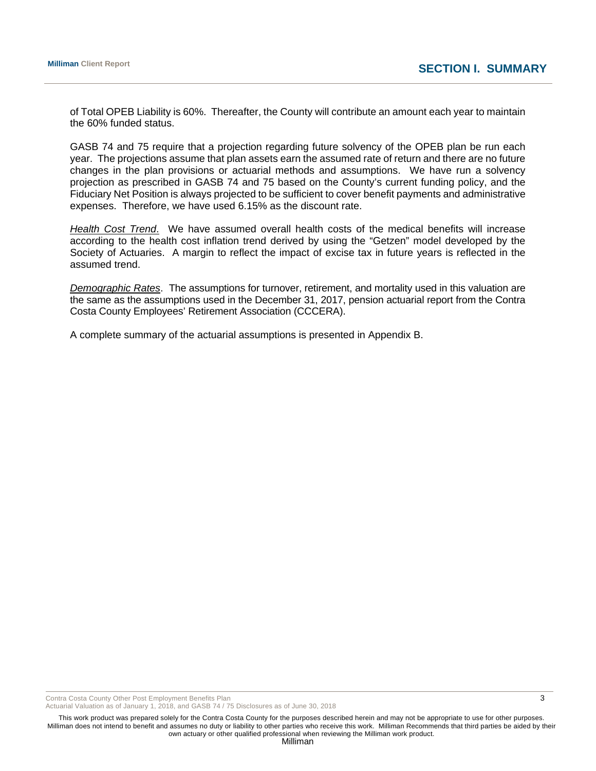of Total OPEB Liability is 60%. Thereafter, the County will contribute an amount each year to maintain the 60% funded status.

GASB 74 and 75 require that a projection regarding future solvency of the OPEB plan be run each year. The projections assume that plan assets earn the assumed rate of return and there are no future changes in the plan provisions or actuarial methods and assumptions. We have run a solvency projection as prescribed in GASB 74 and 75 based on the County's current funding policy, and the Fiduciary Net Position is always projected to be sufficient to cover benefit payments and administrative expenses. Therefore, we have used 6.15% as the discount rate.

*Health Cost Trend*. We have assumed overall health costs of the medical benefits will increase according to the health cost inflation trend derived by using the "Getzen" model developed by the Society of Actuaries. A margin to reflect the impact of excise tax in future years is reflected in the assumed trend.

*Demographic Rates*. The assumptions for turnover, retirement, and mortality used in this valuation are the same as the assumptions used in the December 31, 2017, pension actuarial report from the Contra Costa County Employees' Retirement Association (CCCERA).

A complete summary of the actuarial assumptions is presented in Appendix B.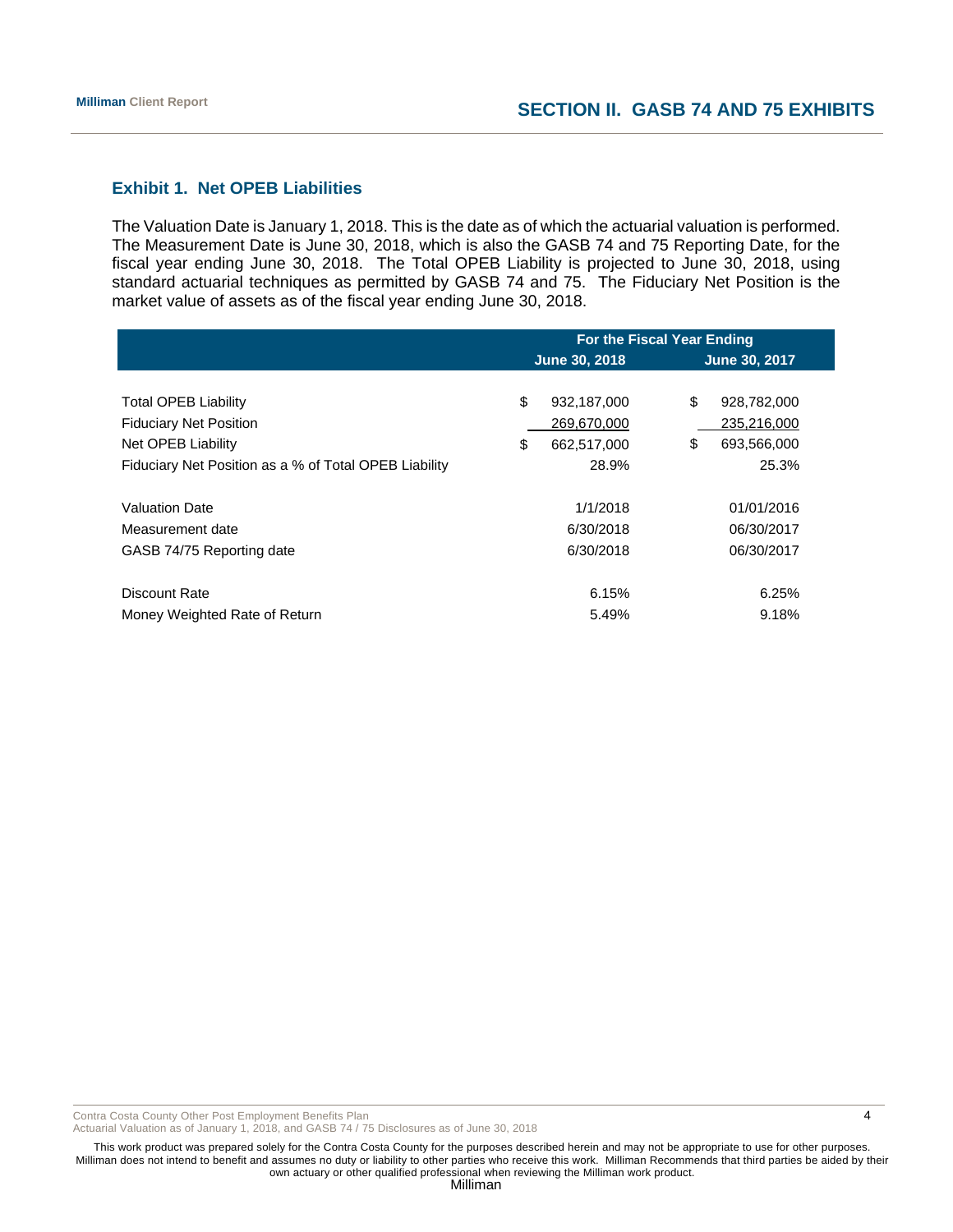## SECTION II. GASB 74 AND 75 EXHIBITS

### Exhibit 1. Net OPEB Liabilities

The Valuation Date is January 1, 2018. This is the date as of which the actuarial valuation is performed. The Measurement Date is June 30, 2018, which is also the GASB 74 and 75 Reporting Date, for the fiscal year ending June 30, 2018. The Total OPEB Liability is projected to June 30, 2018, using standard actuarial techniques as permitted by GASB 74 and 75. The Fiduciary Net Position is the market value of assets as of the fiscal year ending June 30, 2018.

| | For the Fiscal Year Ending | |
|---|---|---|
| | June 30, 2018 | June 30, 2017 |
| Total OPEB Liability | $ 932,187,000 | $ 928,782,000 |
| Fiduciary Net Position | 269,670,000 | 235,216,000 |
| Net OPEB Liability | $ 662,517,000 | $ 693,566,000 |
| Fiduciary Net Position as a % of Total OPEB Liability | 28.9% | 25.3% |
| | | |
| Valuation Date | 1/1/2018 | 01/01/2016 |
| Measurement date | 6/30/2018 | 06/30/2017 |
| GASB 74/75 Reporting date | 6/30/2018 | 06/30/2017 |
| | | |
| Discount Rate | 6.15% | 6.25% |
| Money Weighted Rate of Return | 5.49% | 9.18% |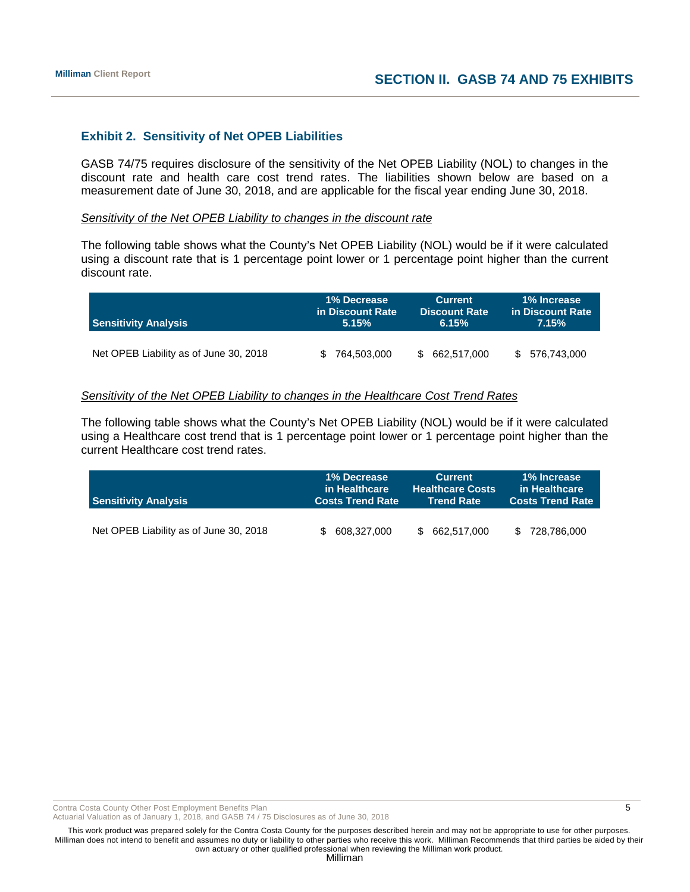### Exhibit 2. Sensitivity of Net OPEB Liabilities

GASB 74/75 requires disclosure of the sensitivity of the Net OPEB Liability (NOL) to changes in the discount rate and health care cost trend rates. The liabilities shown below are based on a measurement date of June 30, 2018, and are applicable for the fiscal year ending June 30, 2018.

*Sensitivity of the Net OPEB Liability to changes in the discount rate*

The following table shows what the County's Net OPEB Liability (NOL) would be if it were calculated using a discount rate that is 1 percentage point lower or 1 percentage point higher than the current discount rate.

| Sensitivity Analysis | 1% Decrease in Discount Rate 5.15% | Current Discount Rate 6.15% | 1% Increase in Discount Rate 7.15% |
|---|---|---|---|
| Net OPEB Liability as of June 30, 2018 | $ 764,503,000 | $ 662,517,000 | $ 576,743,000 |

*Sensitivity of the Net OPEB Liability to changes in the Healthcare Cost Trend Rates*

The following table shows what the County's Net OPEB Liability (NOL) would be if it were calculated using a Healthcare cost trend that is 1 percentage point lower or 1 percentage point higher than the current Healthcare cost trend rates.

| Sensitivity Analysis | 1% Decrease in Healthcare Costs Trend Rate | Current Healthcare Costs Trend Rate | 1% Increase in Healthcare Costs Trend Rate |
|---|---|---|---|
| Net OPEB Liability as of June 30, 2018 | $ 608,327,000 | $ 662,517,000 | $ 728,786,000 |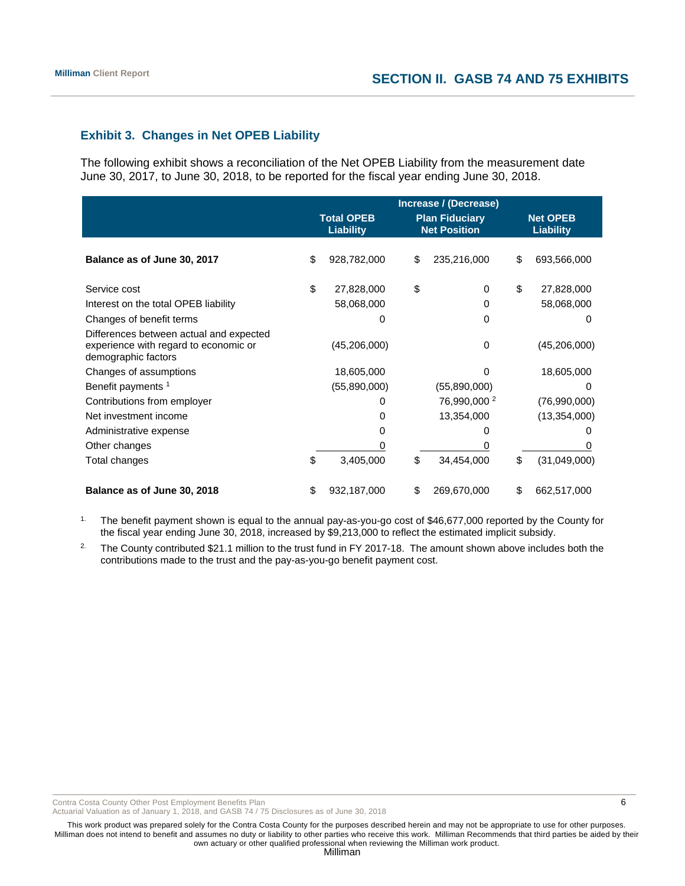### Exhibit 3. Changes in Net OPEB Liability

The following exhibit shows a reconciliation of the Net OPEB Liability from the measurement date June 30, 2017, to June 30, 2018, to be reported for the fiscal year ending June 30, 2018.

| | Increase / (Decrease) | | |
|---|---|---|---|
| | Total OPEB Liability | Plan Fiduciary Net Position | Net OPEB Liability |
| **Balance as of June 30, 2017** | $ 928,782,000 | $ 235,216,000 | $ 693,566,000 |
| Service cost | $ 27,828,000 | $ 0 | $ 27,828,000 |
| Interest on the total OPEB liability | 58,068,000 | 0 | 58,068,000 |
| Changes of benefit terms | 0 | 0 | 0 |
| Differences between actual and expected experience with regard to economic or demographic factors | (45,206,000) | 0 | (45,206,000) |
| Changes of assumptions | 18,605,000 | 0 | 18,605,000 |
| Benefit payments [1] | (55,890,000) | (55,890,000) | 0 |
| Contributions from employer | 0 | 76,990,000 [2] | (76,990,000) |
| Net investment income | 0 | 13,354,000 | (13,354,000) |
| Administrative expense | 0 | 0 | 0 |
| Other changes | 0 | 0 | 0 |
| Total changes | $ 3,405,000 | $ 34,454,000 | $ (31,049,000) |
| **Balance as of June 30, 2018** | $ 932,187,000 | $ 269,670,000 | $ 662,517,000 |

1. The benefit payment shown is equal to the annual pay-as-you-go cost of $46,677,000 reported by the County for the fiscal year ending June 30, 2018, increased by $9,213,000 to reflect the estimated implicit subsidy.
2. The County contributed $21.1 million to the trust fund in FY 2017-18. The amount shown above includes both the contributions made to the trust and the pay-as-you-go benefit payment cost.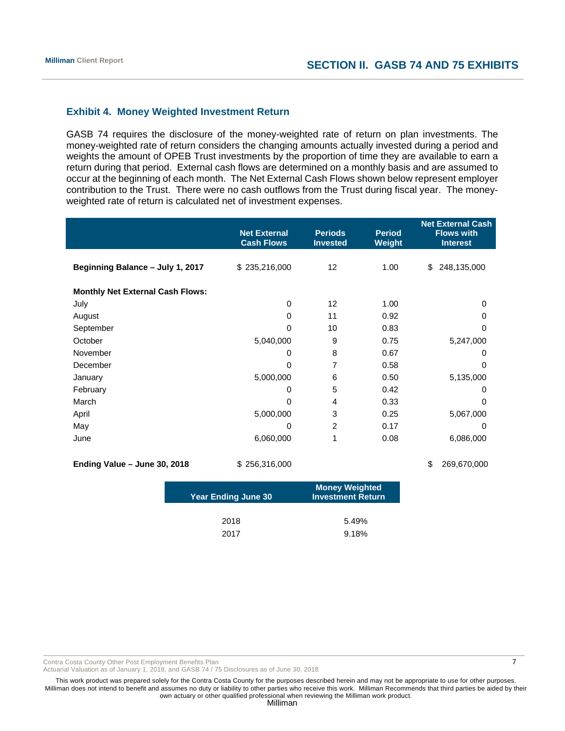## Exhibit 4. Money Weighted Investment Return

GASB 74 requires the disclosure of the money-weighted rate of return on plan investments. The money-weighted rate of return considers the changing amounts actually invested during a period and weights the amount of OPEB Trust investments by the proportion of time they are available to earn a return during that period. External cash flows are determined on a monthly basis and are assumed to occur at the beginning of each month. The Net External Cash Flows shown below represent employer contribution to the Trust. There were no cash outflows from the Trust during fiscal year. The money-weighted rate of return is calculated net of investment expenses.

| | Net External Cash Flows | Periods Invested | Period Weight | Net External Cash Flows with Interest |
|---|---|---|---|---|
| **Beginning Balance – July 1, 2017** | $ 235,216,000 | 12 | 1.00 | $ 248,135,000 |
| **Monthly Net External Cash Flows:** | | | | |
| July | 0 | 12 | 1.00 | 0 |
| August | 0 | 11 | 0.92 | 0 |
| September | 0 | 10 | 0.83 | 0 |
| October | 5,040,000 | 9 | 0.75 | 5,247,000 |
| November | 0 | 8 | 0.67 | 0 |
| December | 0 | 7 | 0.58 | 0 |
| January | 5,000,000 | 6 | 0.50 | 5,135,000 |
| February | 0 | 5 | 0.42 | 0 |
| March | 0 | 4 | 0.33 | 0 |
| April | 5,000,000 | 3 | 0.25 | 5,067,000 |
| May | 0 | 2 | 0.17 | 0 |
| June | 6,060,000 | 1 | 0.08 | 6,086,000 |
| **Ending Value – June 30, 2018** | $ 256,316,000 | | | $ 269,670,000 |

| Year Ending June 30 | Money Weighted Investment Return |
|---|---|
| 2018 | 5.49% |
| 2017 | 9.18% |

Contra Costa County Other Post Employment Benefits Plan
Actuarial Valuation as of January 1, 2018, and GASB 74 / 75 Disclosures as of June 30, 2018

This work product was prepared solely for the Contra Costa County for the purposes described herein and may not be appropriate to use for other purposes. Milliman does not intend to benefit and assumes no duty or liability to other parties who receive this work. Milliman Recommends that third parties be aided by their own actuary or other qualified professional when reviewing the Milliman work product.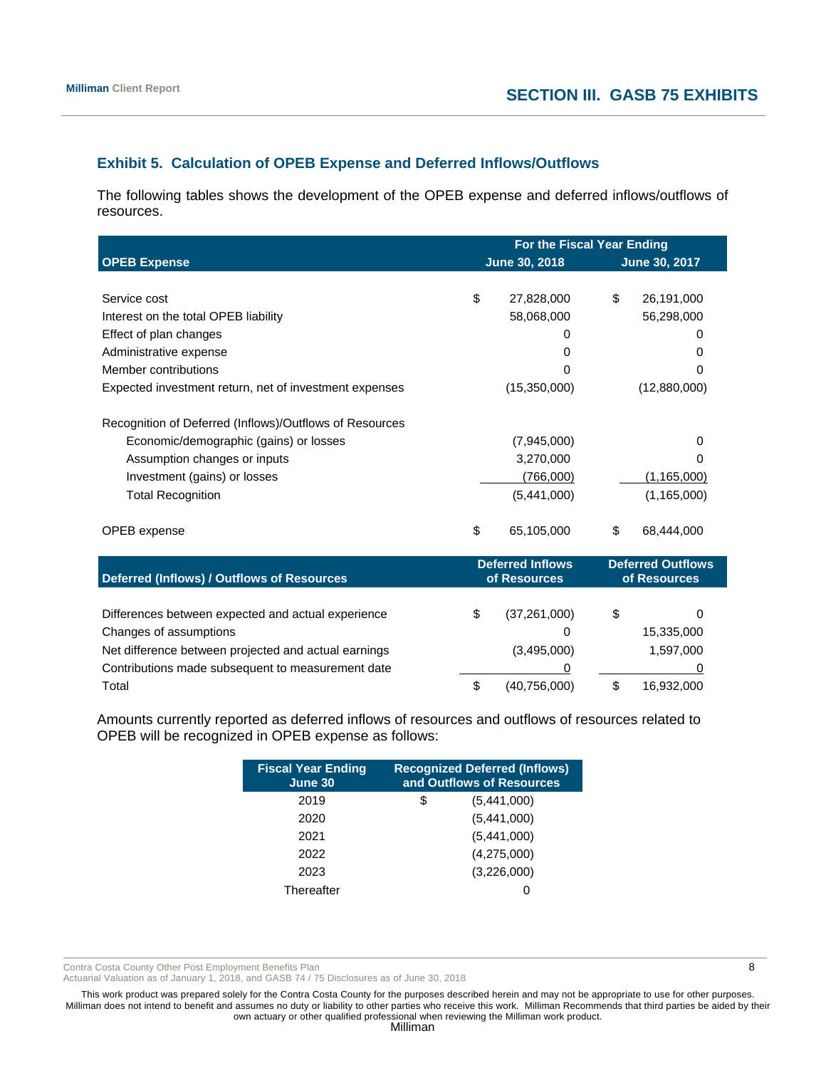## Exhibit 5. Calculation of OPEB Expense and Deferred Inflows/Outflows

The following tables shows the development of the OPEB expense and deferred inflows/outflows of resources.

| OPEB Expense | For the Fiscal Year Ending June 30, 2018 | June 30, 2017 |
|---|---|---|
| Service cost | $ 27,828,000 | $ 26,191,000 |
| Interest on the total OPEB liability | 58,068,000 | 56,298,000 |
| Effect of plan changes | 0 | 0 |
| Administrative expense | 0 | 0 |
| Member contributions | 0 | 0 |
| Expected investment return, net of investment expenses | (15,350,000) | (12,880,000) |
| Recognition of Deferred (Inflows)/Outflows of Resources | | |
| Economic/demographic (gains) or losses | (7,945,000) | 0 |
| Assumption changes or inputs | 3,270,000 | 0 |
| Investment (gains) or losses | (766,000) | (1,165,000) |
| Total Recognition | (5,441,000) | (1,165,000) |
| OPEB expense | $ 65,105,000 | $ 68,444,000 |

| Deferred (Inflows) / Outflows of Resources | Deferred Inflows of Resources | Deferred Outflows of Resources |
|---|---|---|
| Differences between expected and actual experience | $ (37,261,000) | $ 0 |
| Changes of assumptions | 0 | 15,335,000 |
| Net difference between projected and actual earnings | (3,495,000) | 1,597,000 |
| Contributions made subsequent to measurement date | 0 | 0 |
| Total | $ (40,756,000) | $ 16,932,000 |

Amounts currently reported as deferred inflows of resources and outflows of resources related to OPEB will be recognized in OPEB expense as follows:

| Fiscal Year Ending June 30 | Recognized Deferred (Inflows) and Outflows of Resources |
|---|---|
| 2019 | $ (5,441,000) |
| 2020 | (5,441,000) |
| 2021 | (5,441,000) |
| 2022 | (4,275,000) |
| 2023 | (3,226,000) |
| Thereafter | 0 |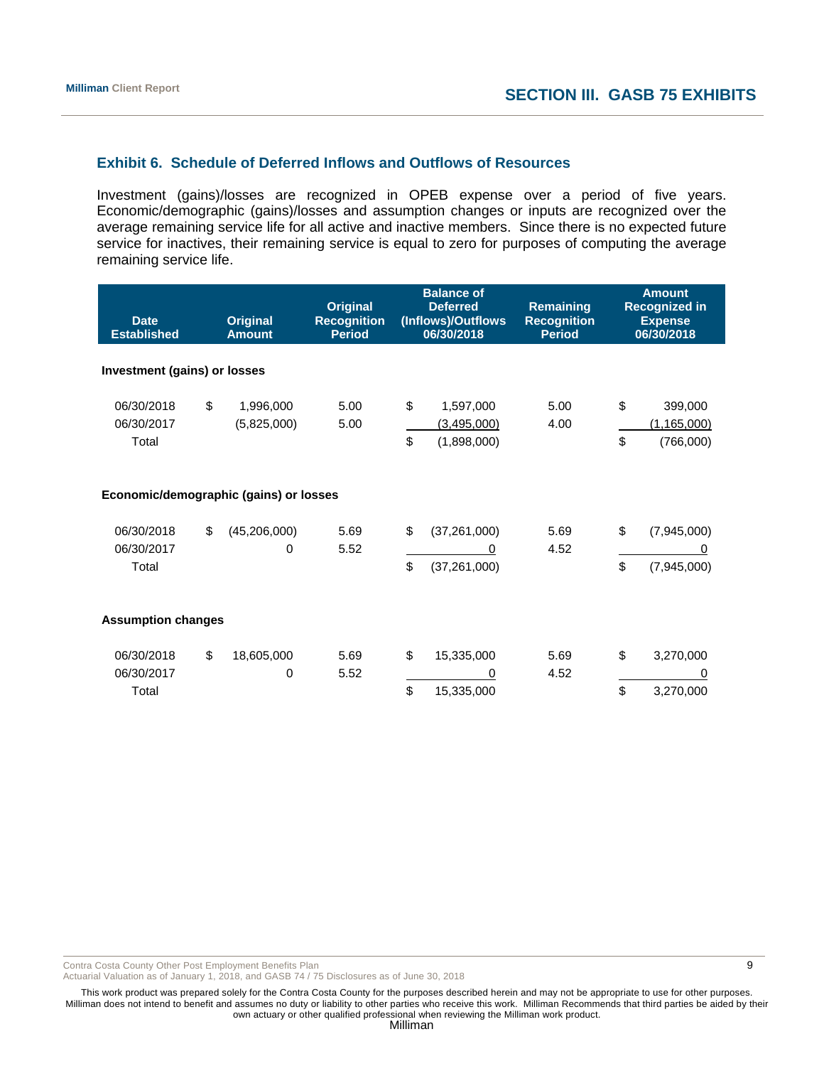## Exhibit 6. Schedule of Deferred Inflows and Outflows of Resources

Investment (gains)/losses are recognized in OPEB expense over a period of five years. Economic/demographic (gains)/losses and assumption changes or inputs are recognized over the average remaining service life for all active and inactive members. Since there is no expected future service for inactives, their remaining service is equal to zero for purposes of computing the average remaining service life.

| Date Established | Original Amount | Original Recognition Period | Balance of Deferred (Inflows)/Outflows 06/30/2018 | Remaining Recognition Period | Amount Recognized in Expense 06/30/2018 |
|---|---|---|---|---|---|
| **Investment (gains) or losses** | | | | | |
| 06/30/2018 | $ 1,996,000 | 5.00 | $ 1,597,000 | 5.00 | $ 399,000 |
| 06/30/2017 | (5,825,000) | 5.00 | (3,495,000) | 4.00 | (1,165,000) |
| Total | | | $ (1,898,000) | | $ (766,000) |
| **Economic/demographic (gains) or losses** | | | | | |
| 06/30/2018 | $ (45,206,000) | 5.69 | $ (37,261,000) | 5.69 | $ (7,945,000) |
| 06/30/2017 | 0 | 5.52 | 0 | 4.52 | 0 |
| Total | | | $ (37,261,000) | | $ (7,945,000) |
| **Assumption changes** | | | | | |
| 06/30/2018 | $ 18,605,000 | 5.69 | $ 15,335,000 | 5.69 | $ 3,270,000 |
| 06/30/2017 | 0 | 5.52 | 0 | 4.52 | 0 |
| Total | | | $ 15,335,000 | | $ 3,270,000 |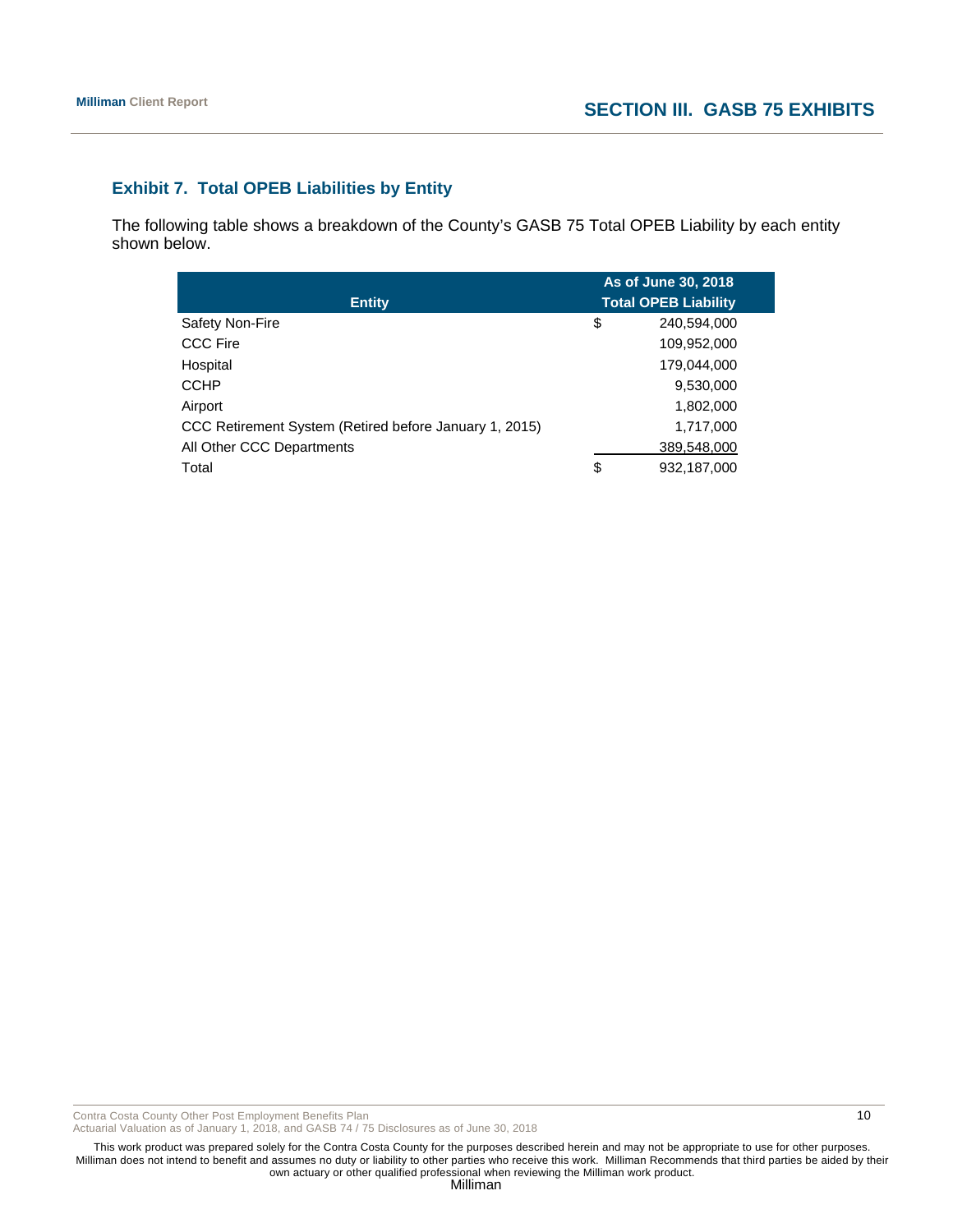### Exhibit 7. Total OPEB Liabilities by Entity

The following table shows a breakdown of the County's GASB 75 Total OPEB Liability by each entity shown below.

| Entity | As of June 30, 2018 Total OPEB Liability |
|---|---|
| Safety Non-Fire | $ 240,594,000 |
| CCC Fire | 109,952,000 |
| Hospital | 179,044,000 |
| CCHP | 9,530,000 |
| Airport | 1,802,000 |
| CCC Retirement System (Retired before January 1, 2015) | 1,717,000 |
| All Other CCC Departments | 389,548,000 |
| Total | $ 932,187,000 |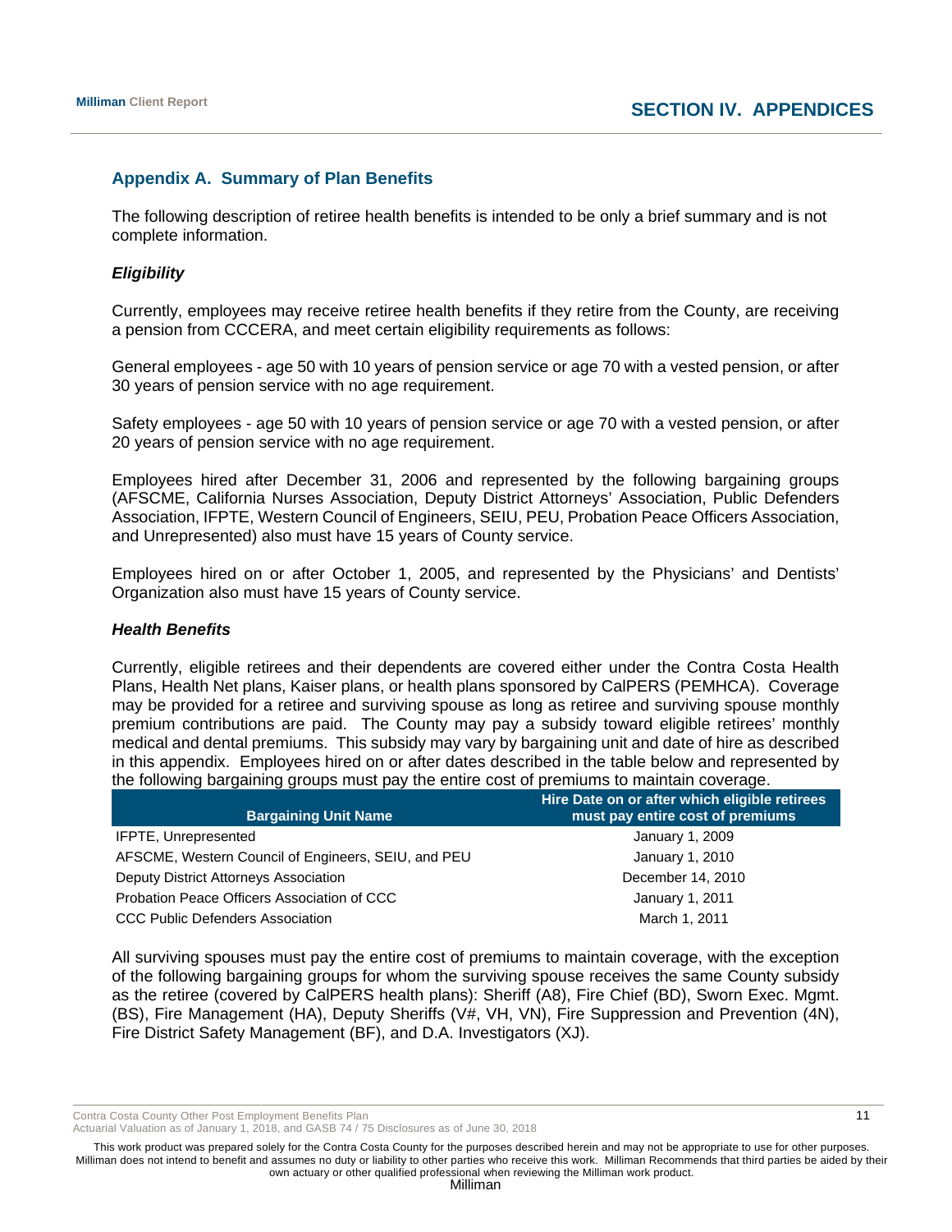## Appendix A. Summary of Plan Benefits

The following description of retiree health benefits is intended to be only a brief summary and is not complete information.

### *Eligibility*

Currently, employees may receive retiree health benefits if they retire from the County, are receiving a pension from CCCERA, and meet certain eligibility requirements as follows:

General employees - age 50 with 10 years of pension service or age 70 with a vested pension, or after 30 years of pension service with no age requirement.

Safety employees - age 50 with 10 years of pension service or age 70 with a vested pension, or after 20 years of pension service with no age requirement.

Employees hired after December 31, 2006 and represented by the following bargaining groups (AFSCME, California Nurses Association, Deputy District Attorneys' Association, Public Defenders Association, IFPTE, Western Council of Engineers, SEIU, PEU, Probation Peace Officers Association, and Unrepresented) also must have 15 years of County service.

Employees hired on or after October 1, 2005, and represented by the Physicians' and Dentists' Organization also must have 15 years of County service.

### *Health Benefits*

Currently, eligible retirees and their dependents are covered either under the Contra Costa Health Plans, Health Net plans, Kaiser plans, or health plans sponsored by CalPERS (PEMHCA). Coverage may be provided for a retiree and surviving spouse as long as retiree and surviving spouse monthly premium contributions are paid. The County may pay a subsidy toward eligible retirees' monthly medical and dental premiums. This subsidy may vary by bargaining unit and date of hire as described in this appendix. Employees hired on or after dates described in the table below and represented by the following bargaining groups must pay the entire cost of premiums to maintain coverage.

| Bargaining Unit Name | Hire Date on or after which eligible retirees must pay entire cost of premiums |
|---|---|
| IFPTE, Unrepresented | January 1, 2009 |
| AFSCME, Western Council of Engineers, SEIU, and PEU | January 1, 2010 |
| Deputy District Attorneys Association | December 14, 2010 |
| Probation Peace Officers Association of CCC | January 1, 2011 |
| CCC Public Defenders Association | March 1, 2011 |

All surviving spouses must pay the entire cost of premiums to maintain coverage, with the exception of the following bargaining groups for whom the surviving spouse receives the same County subsidy as the retiree (covered by CalPERS health plans): Sheriff (A8), Fire Chief (BD), Sworn Exec. Mgmt. (BS), Fire Management (HA), Deputy Sheriffs (V#, VH, VN), Fire Suppression and Prevention (4N), Fire District Safety Management (BF), and D.A. Investigators (XJ).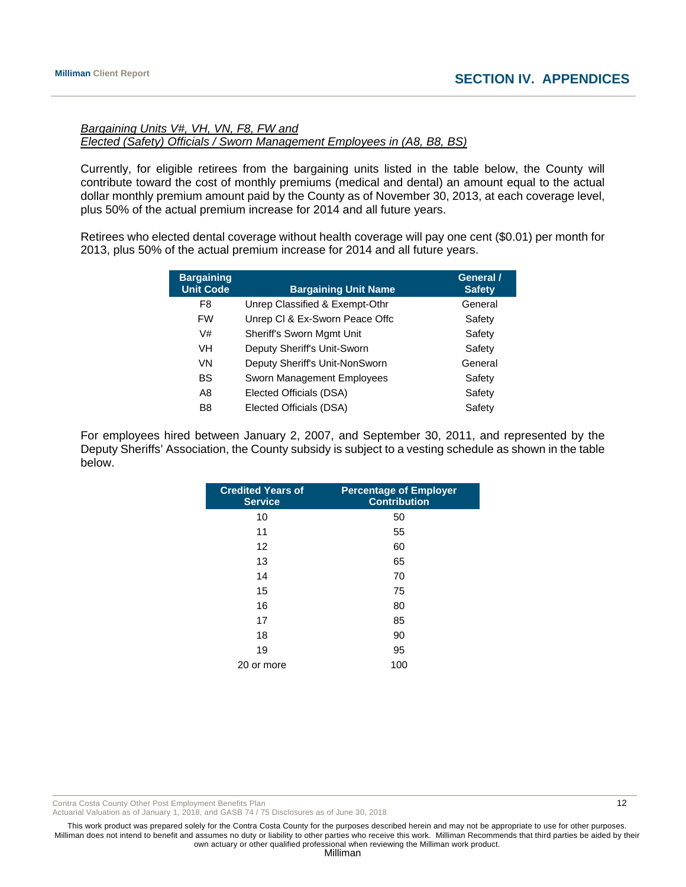*Bargaining Units V#, VH, VN, F8, FW and*
*Elected (Safety) Officials / Sworn Management Employees in (A8, B8, BS)*

Currently, for eligible retirees from the bargaining units listed in the table below, the County will contribute toward the cost of monthly premiums (medical and dental) an amount equal to the actual dollar monthly premium amount paid by the County as of November 30, 2013, at each coverage level, plus 50% of the actual premium increase for 2014 and all future years.

Retirees who elected dental coverage without health coverage will pay one cent ($0.01) per month for 2013, plus 50% of the actual premium increase for 2014 and all future years.

| Bargaining Unit Code | Bargaining Unit Name | General / Safety |
|---|---|---|
| F8 | Unrep Classified & Exempt-Othr | General |
| FW | Unrep Cl & Ex-Sworn Peace Offc | Safety |
| V# | Sheriff's Sworn Mgmt Unit | Safety |
| VH | Deputy Sheriff's Unit-Sworn | Safety |
| VN | Deputy Sheriff's Unit-NonSworn | General |
| BS | Sworn Management Employees | Safety |
| A8 | Elected Officials (DSA) | Safety |
| B8 | Elected Officials (DSA) | Safety |

For employees hired between January 2, 2007, and September 30, 2011, and represented by the Deputy Sheriffs' Association, the County subsidy is subject to a vesting schedule as shown in the table below.

| Credited Years of Service | Percentage of Employer Contribution |
|---|---|
| 10 | 50 |
| 11 | 55 |
| 12 | 60 |
| 13 | 65 |
| 14 | 70 |
| 15 | 75 |
| 16 | 80 |
| 17 | 85 |
| 18 | 90 |
| 19 | 95 |
| 20 or more | 100 |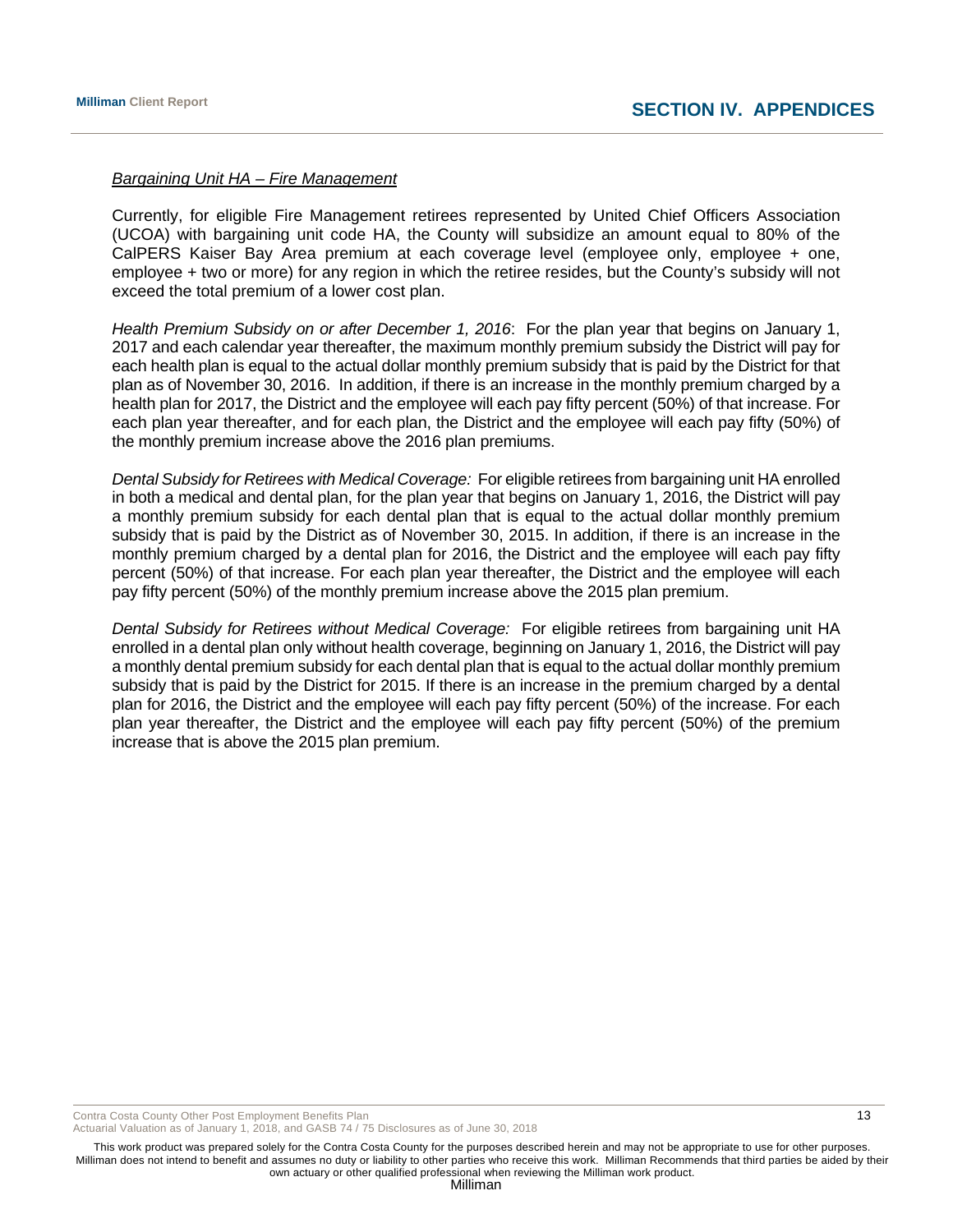*Bargaining Unit HA – Fire Management*

Currently, for eligible Fire Management retirees represented by United Chief Officers Association (UCOA) with bargaining unit code HA, the County will subsidize an amount equal to 80% of the CalPERS Kaiser Bay Area premium at each coverage level (employee only, employee + one, employee + two or more) for any region in which the retiree resides, but the County's subsidy will not exceed the total premium of a lower cost plan.

*Health Premium Subsidy on or after December 1, 2016*: For the plan year that begins on January 1, 2017 and each calendar year thereafter, the maximum monthly premium subsidy the District will pay for each health plan is equal to the actual dollar monthly premium subsidy that is paid by the District for that plan as of November 30, 2016. In addition, if there is an increase in the monthly premium charged by a health plan for 2017, the District and the employee will each pay fifty percent (50%) of that increase. For each plan year thereafter, and for each plan, the District and the employee will each pay fifty (50%) of the monthly premium increase above the 2016 plan premiums.

*Dental Subsidy for Retirees with Medical Coverage:* For eligible retirees from bargaining unit HA enrolled in both a medical and dental plan, for the plan year that begins on January 1, 2016, the District will pay a monthly premium subsidy for each dental plan that is equal to the actual dollar monthly premium subsidy that is paid by the District as of November 30, 2015. In addition, if there is an increase in the monthly premium charged by a dental plan for 2016, the District and the employee will each pay fifty percent (50%) of that increase. For each plan year thereafter, the District and the employee will each pay fifty percent (50%) of the monthly premium increase above the 2015 plan premium.

*Dental Subsidy for Retirees without Medical Coverage:* For eligible retirees from bargaining unit HA enrolled in a dental plan only without health coverage, beginning on January 1, 2016, the District will pay a monthly dental premium subsidy for each dental plan that is equal to the actual dollar monthly premium subsidy that is paid by the District for 2015. If there is an increase in the premium charged by a dental plan for 2016, the District and the employee will each pay fifty percent (50%) of the increase. For each plan year thereafter, the District and the employee will each pay fifty percent (50%) of the premium increase that is above the 2015 plan premium.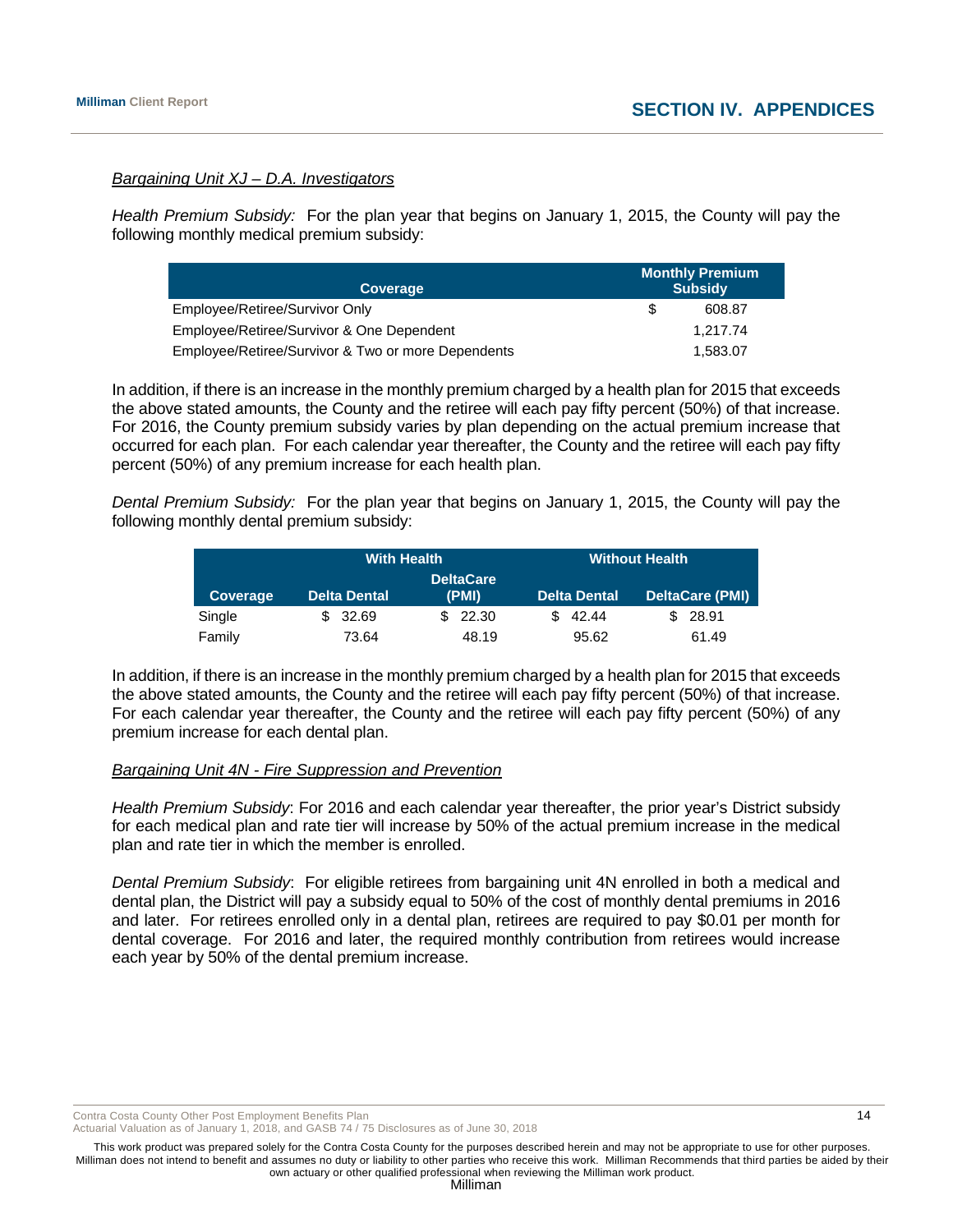*Bargaining Unit XJ – D.A. Investigators*

*Health Premium Subsidy:* For the plan year that begins on January 1, 2015, the County will pay the following monthly medical premium subsidy:

| Coverage | Monthly Premium Subsidy |
|---|---|
| Employee/Retiree/Survivor Only | $ 608.87 |
| Employee/Retiree/Survivor & One Dependent | 1,217.74 |
| Employee/Retiree/Survivor & Two or more Dependents | 1,583.07 |

In addition, if there is an increase in the monthly premium charged by a health plan for 2015 that exceeds the above stated amounts, the County and the retiree will each pay fifty percent (50%) of that increase. For 2016, the County premium subsidy varies by plan depending on the actual premium increase that occurred for each plan. For each calendar year thereafter, the County and the retiree will each pay fifty percent (50%) of any premium increase for each health plan.

*Dental Premium Subsidy:* For the plan year that begins on January 1, 2015, the County will pay the following monthly dental premium subsidy:

| | With Health | | Without Health | |
|---|---|---|---|---|
| Coverage | Delta Dental | DeltaCare (PMI) | Delta Dental | DeltaCare (PMI) |
| Single | $ 32.69 | $ 22.30 | $ 42.44 | $ 28.91 |
| Family | 73.64 | 48.19 | 95.62 | 61.49 |

In addition, if there is an increase in the monthly premium charged by a health plan for 2015 that exceeds the above stated amounts, the County and the retiree will each pay fifty percent (50%) of that increase. For each calendar year thereafter, the County and the retiree will each pay fifty percent (50%) of any premium increase for each dental plan.

*Bargaining Unit 4N - Fire Suppression and Prevention*

*Health Premium Subsidy*: For 2016 and each calendar year thereafter, the prior year's District subsidy for each medical plan and rate tier will increase by 50% of the actual premium increase in the medical plan and rate tier in which the member is enrolled.

*Dental Premium Subsidy*: For eligible retirees from bargaining unit 4N enrolled in both a medical and dental plan, the District will pay a subsidy equal to 50% of the cost of monthly dental premiums in 2016 and later. For retirees enrolled only in a dental plan, retirees are required to pay $0.01 per month for dental coverage. For 2016 and later, the required monthly contribution from retirees would increase each year by 50% of the dental premium increase.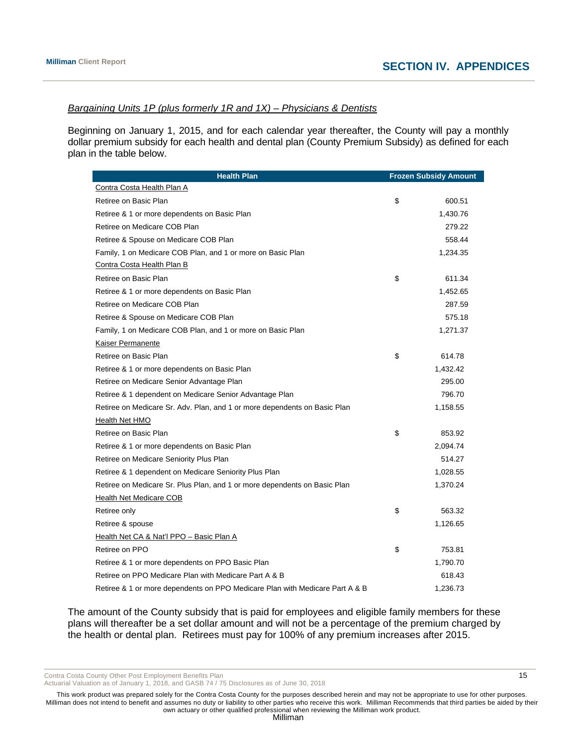*Bargaining Units 1P (plus formerly 1R and 1X) – Physicians & Dentists*

Beginning on January 1, 2015, and for each calendar year thereafter, the County will pay a monthly dollar premium subsidy for each health and dental plan (County Premium Subsidy) as defined for each plan in the table below.

| Health Plan | Frozen Subsidy Amount |
|---|---|
| Contra Costa Health Plan A | |
| Retiree on Basic Plan | $ 600.51 |
| Retiree & 1 or more dependents on Basic Plan | 1,430.76 |
| Retiree on Medicare COB Plan | 279.22 |
| Retiree & Spouse on Medicare COB Plan | 558.44 |
| Family, 1 on Medicare COB Plan, and 1 or more on Basic Plan | 1,234.35 |
| Contra Costa Health Plan B | |
| Retiree on Basic Plan | $ 611.34 |
| Retiree & 1 or more dependents on Basic Plan | 1,452.65 |
| Retiree on Medicare COB Plan | 287.59 |
| Retiree & Spouse on Medicare COB Plan | 575.18 |
| Family, 1 on Medicare COB Plan, and 1 or more on Basic Plan | 1,271.37 |
| Kaiser Permanente | |
| Retiree on Basic Plan | $ 614.78 |
| Retiree & 1 or more dependents on Basic Plan | 1,432.42 |
| Retiree on Medicare Senior Advantage Plan | 295.00 |
| Retiree & 1 dependent on Medicare Senior Advantage Plan | 796.70 |
| Retiree on Medicare Sr. Adv. Plan, and 1 or more dependents on Basic Plan | 1,158.55 |
| Health Net HMO | |
| Retiree on Basic Plan | $ 853.92 |
| Retiree & 1 or more dependents on Basic Plan | 2,094.74 |
| Retiree on Medicare Seniority Plus Plan | 514.27 |
| Retiree & 1 dependent on Medicare Seniority Plus Plan | 1,028.55 |
| Retiree on Medicare Sr. Plus Plan, and 1 or more dependents on Basic Plan | 1,370.24 |
| Health Net Medicare COB | |
| Retiree only | $ 563.32 |
| Retiree & spouse | 1,126.65 |
| Health Net CA & Nat'l PPO – Basic Plan A | |
| Retiree on PPO | $ 753.81 |
| Retiree & 1 or more dependents on PPO Basic Plan | 1,790.70 |
| Retiree on PPO Medicare Plan with Medicare Part A & B | 618.43 |
| Retiree & 1 or more dependents on PPO Medicare Plan with Medicare Part A & B | 1,236.73 |

The amount of the County subsidy that is paid for employees and eligible family members for these plans will thereafter be a set dollar amount and will not be a percentage of the premium charged by the health or dental plan. Retirees must pay for 100% of any premium increases after 2015.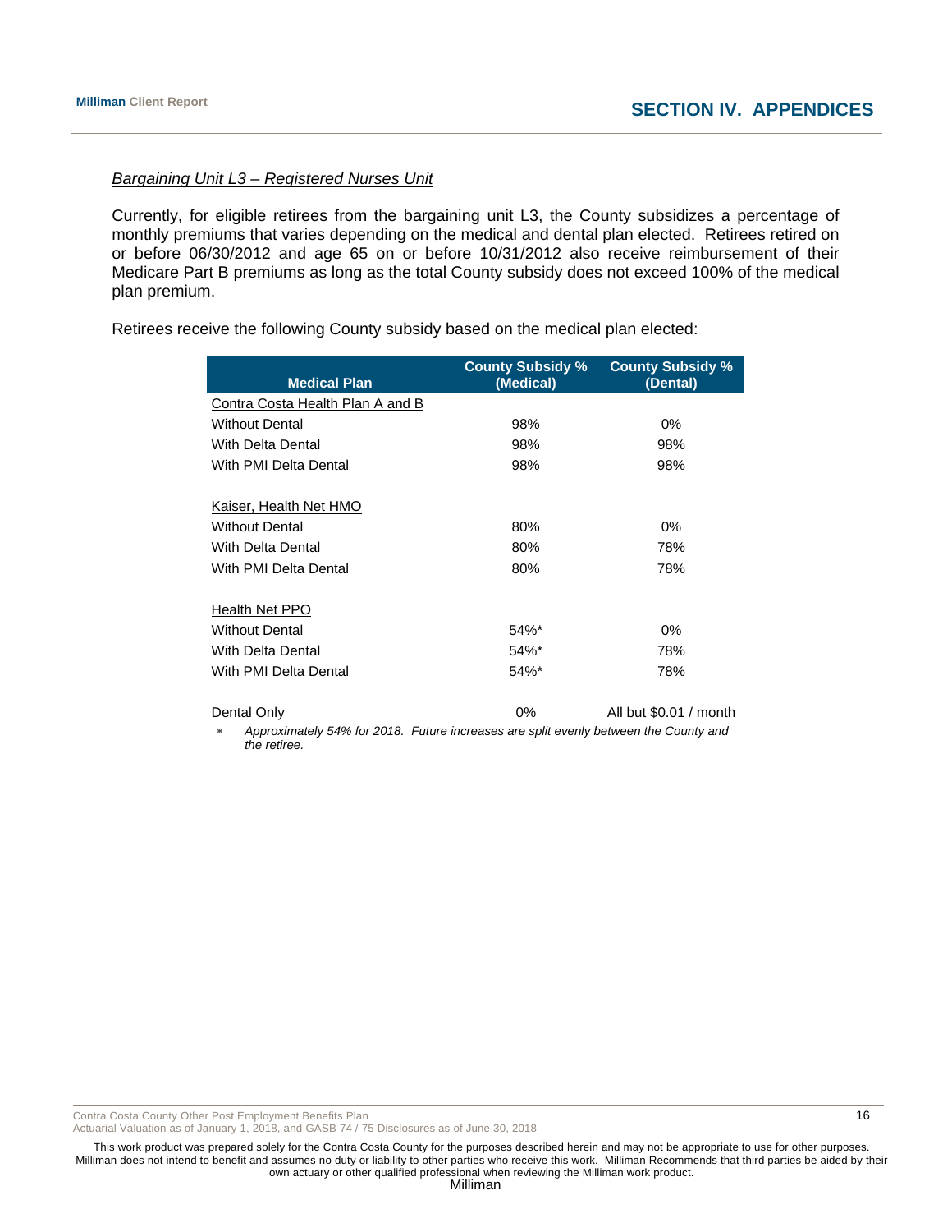*Bargaining Unit L3 – Registered Nurses Unit*

Currently, for eligible retirees from the bargaining unit L3, the County subsidizes a percentage of monthly premiums that varies depending on the medical and dental plan elected. Retirees retired on or before 06/30/2012 and age 65 on or before 10/31/2012 also receive reimbursement of their Medicare Part B premiums as long as the total County subsidy does not exceed 100% of the medical plan premium.

Retirees receive the following County subsidy based on the medical plan elected:

| Medical Plan | County Subsidy % (Medical) | County Subsidy % (Dental) |
|---|---|---|
| Contra Costa Health Plan A and B | | |
| Without Dental | 98% | 0% |
| With Delta Dental | 98% | 98% |
| With PMI Delta Dental | 98% | 98% |
| | | |
| Kaiser, Health Net HMO | | |
| Without Dental | 80% | 0% |
| With Delta Dental | 80% | 78% |
| With PMI Delta Dental | 80% | 78% |
| | | |
| Health Net PPO | | |
| Without Dental | 54%* | 0% |
| With Delta Dental | 54%* | 78% |
| With PMI Delta Dental | 54%* | 78% |
| | | |
| Dental Only | 0% | All but $0.01 / month |

* *Approximately 54% for 2018. Future increases are split evenly between the County and the retiree.*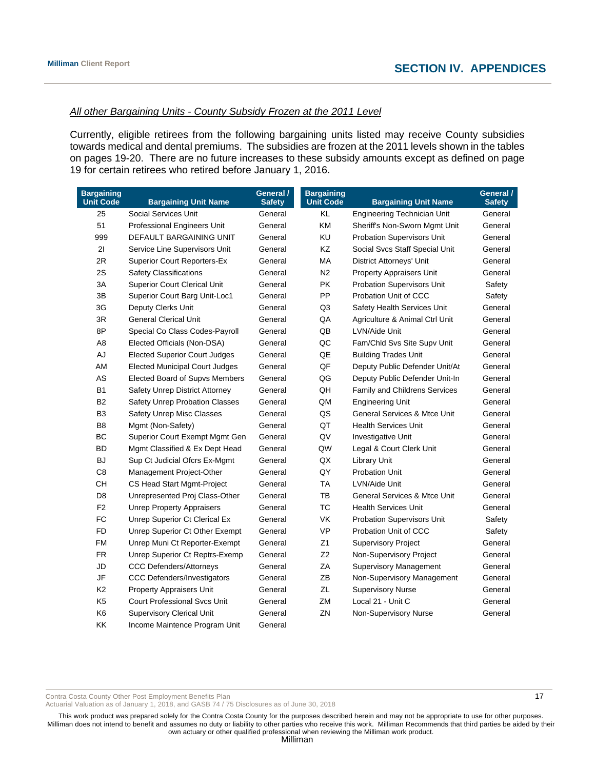*All other Bargaining Units - County Subsidy Frozen at the 2011 Level*

Currently, eligible retirees from the following bargaining units listed may receive County subsidies towards medical and dental premiums. The subsidies are frozen at the 2011 levels shown in the tables on pages 19-20. There are no future increases to these subsidy amounts except as defined on page 19 for certain retirees who retired before January 1, 2016.

| Bargaining Unit Code | Bargaining Unit Name | General / Safety | Bargaining Unit Code | Bargaining Unit Name | General / Safety |
|---|---|---|---|---|---|
| 25 | Social Services Unit | General | KL | Engineering Technician Unit | General |
| 51 | Professional Engineers Unit | General | KM | Sheriff's Non-Sworn Mgmt Unit | General |
| 999 | DEFAULT BARGAINING UNIT | General | KU | Probation Supervisors Unit | General |
| 2I | Service Line Supervisors Unit | General | KZ | Social Svcs Staff Special Unit | General |
| 2R | Superior Court Reporters-Ex | General | MA | District Attorneys' Unit | General |
| 2S | Safety Classifications | General | N2 | Property Appraisers Unit | General |
| 3A | Superior Court Clerical Unit | General | PK | Probation Supervisors Unit | Safety |
| 3B | Superior Court Barg Unit-Loc1 | General | PP | Probation Unit of CCC | Safety |
| 3G | Deputy Clerks Unit | General | Q3 | Safety Health Services Unit | General |
| 3R | General Clerical Unit | General | QA | Agriculture & Animal Ctrl Unit | General |
| 8P | Special Co Class Codes-Payroll | General | QB | LVN/Aide Unit | General |
| A8 | Elected Officials (Non-DSA) | General | QC | Fam/Chld Svs Site Supv Unit | General |
| AJ | Elected Superior Court Judges | General | QE | Building Trades Unit | General |
| AM | Elected Municipal Court Judges | General | QF | Deputy Public Defender Unit/At | General |
| AS | Elected Board of Supvs Members | General | QG | Deputy Public Defender Unit-In | General |
| B1 | Safety Unrep District Attorney | General | QH | Family and Childrens Services | General |
| B2 | Safety Unrep Probation Classes | General | QM | Engineering Unit | General |
| B3 | Safety Unrep Misc Classes | General | QS | General Services & Mtce Unit | General |
| B8 | Mgmt (Non-Safety) | General | QT | Health Services Unit | General |
| BC | Superior Court Exempt Mgmt Gen | General | QV | Investigative Unit | General |
| BD | Mgmt Classified & Ex Dept Head | General | QW | Legal & Court Clerk Unit | General |
| BJ | Sup Ct Judicial Ofcrs Ex-Mgmt | General | QX | Library Unit | General |
| C8 | Management Project-Other | General | QY | Probation Unit | General |
| CH | CS Head Start Mgmt-Project | General | TA | LVN/Aide Unit | General |
| D8 | Unrepresented Proj Class-Other | General | TB | General Services & Mtce Unit | General |
| F2 | Unrep Property Appraisers | General | TC | Health Services Unit | General |
| FC | Unrep Superior Ct Clerical Ex | General | VK | Probation Supervisors Unit | Safety |
| FD | Unrep Superior Ct Other Exempt | General | VP | Probation Unit of CCC | Safety |
| FM | Unrep Muni Ct Reporter-Exempt | General | Z1 | Supervisory Project | General |
| FR | Unrep Superior Ct Reptrs-Exemp | General | Z2 | Non-Supervisory Project | General |
| JD | CCC Defenders/Attorneys | General | ZA | Supervisory Management | General |
| JF | CCC Defenders/Investigators | General | ZB | Non-Supervisory Management | General |
| K2 | Property Appraisers Unit | General | ZL | Supervisory Nurse | General |
| K5 | Court Professional Svcs Unit | General | ZM | Local 21 - Unit C | General |
| K6 | Supervisory Clerical Unit | General | ZN | Non-Supervisory Nurse | General |
| KK | Income Maintence Program Unit | General | | | |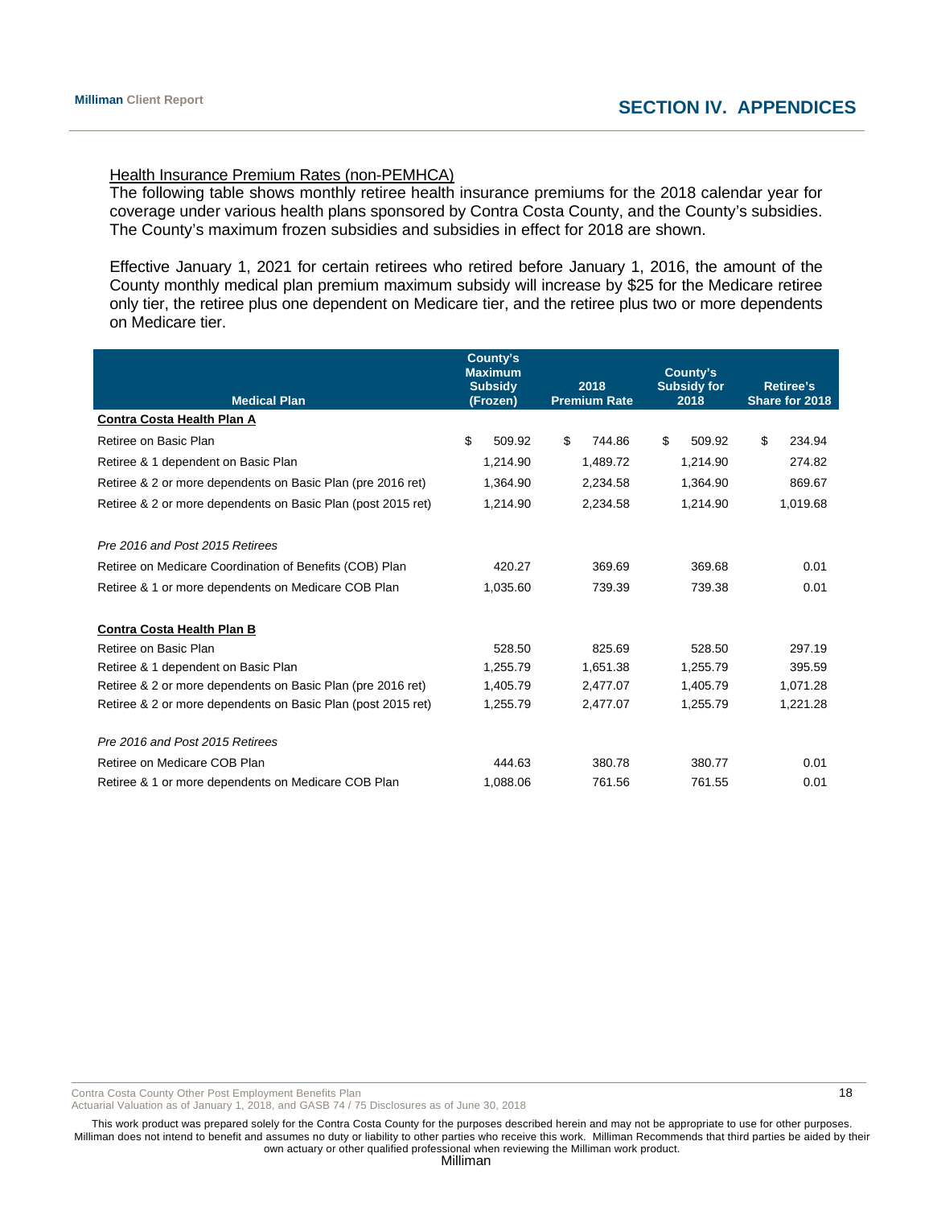Health Insurance Premium Rates (non-PEMHCA)

The following table shows monthly retiree health insurance premiums for the 2018 calendar year for coverage under various health plans sponsored by Contra Costa County, and the County's subsidies. The County's maximum frozen subsidies and subsidies in effect for 2018 are shown.

Effective January 1, 2021 for certain retirees who retired before January 1, 2016, the amount of the County monthly medical plan premium maximum subsidy will increase by $25 for the Medicare retiree only tier, the retiree plus one dependent on Medicare tier, and the retiree plus two or more dependents on Medicare tier.

| Medical Plan | County's Maximum Subsidy (Frozen) | 2018 Premium Rate | County's Subsidy for 2018 | Retiree's Share for 2018 |
|---|---|---|---|---|
| **Contra Costa Health Plan A** | | | | |
| Retiree on Basic Plan | $ 509.92 | $ 744.86 | $ 509.92 | $ 234.94 |
| Retiree & 1 dependent on Basic Plan | 1,214.90 | 1,489.72 | 1,214.90 | 274.82 |
| Retiree & 2 or more dependents on Basic Plan (pre 2016 ret) | 1,364.90 | 2,234.58 | 1,364.90 | 869.67 |
| Retiree & 2 or more dependents on Basic Plan (post 2015 ret) | 1,214.90 | 2,234.58 | 1,214.90 | 1,019.68 |
| *Pre 2016 and Post 2015 Retirees* | | | | |
| Retiree on Medicare Coordination of Benefits (COB) Plan | 420.27 | 369.69 | 369.68 | 0.01 |
| Retiree & 1 or more dependents on Medicare COB Plan | 1,035.60 | 739.39 | 739.38 | 0.01 |
| **Contra Costa Health Plan B** | | | | |
| Retiree on Basic Plan | 528.50 | 825.69 | 528.50 | 297.19 |
| Retiree & 1 dependent on Basic Plan | 1,255.79 | 1,651.38 | 1,255.79 | 395.59 |
| Retiree & 2 or more dependents on Basic Plan (pre 2016 ret) | 1,405.79 | 2,477.07 | 1,405.79 | 1,071.28 |
| Retiree & 2 or more dependents on Basic Plan (post 2015 ret) | 1,255.79 | 2,477.07 | 1,255.79 | 1,221.28 |
| *Pre 2016 and Post 2015 Retirees* | | | | |
| Retiree on Medicare COB Plan | 444.63 | 380.78 | 380.77 | 0.01 |
| Retiree & 1 or more dependents on Medicare COB Plan | 1,088.06 | 761.56 | 761.55 | 0.01 |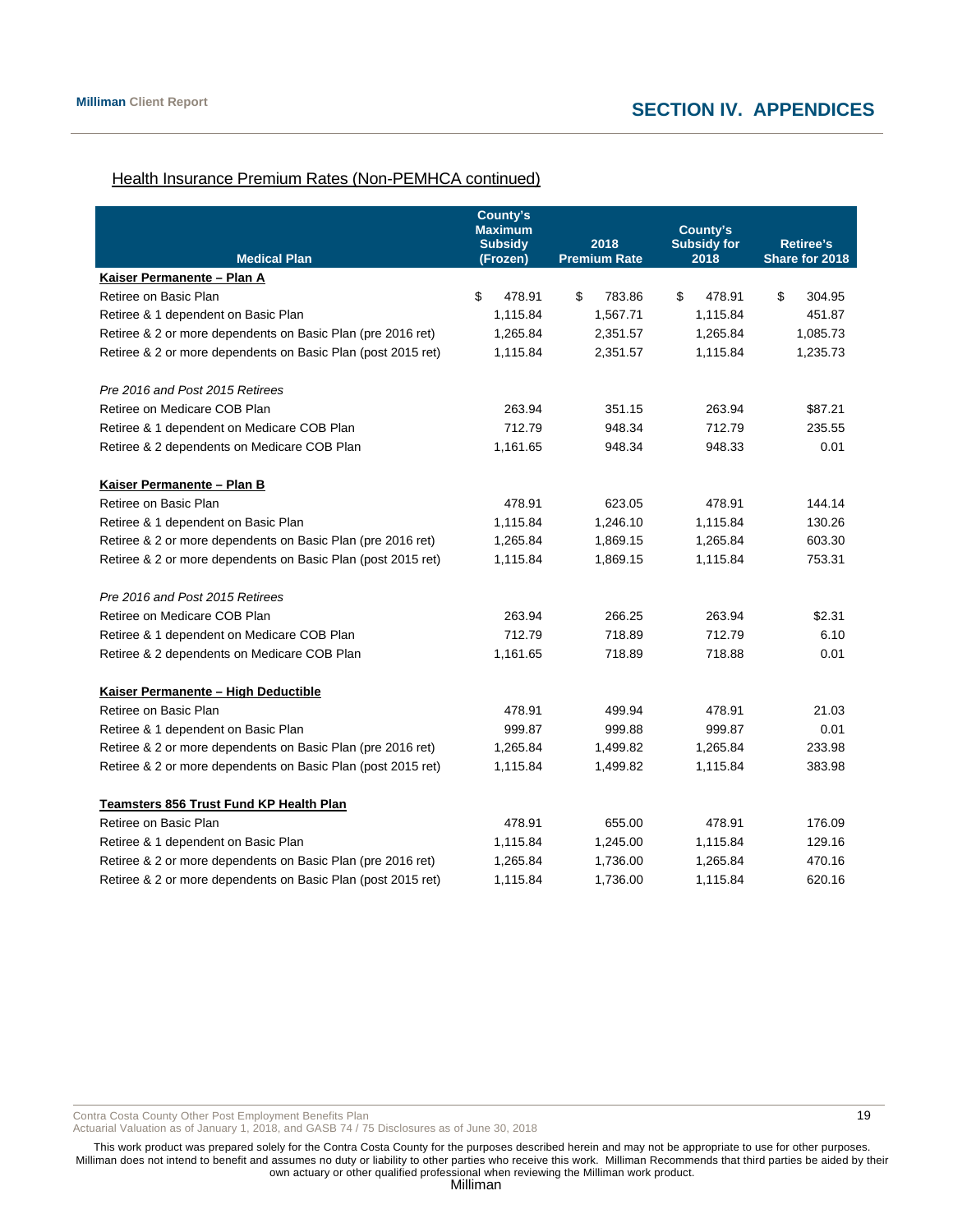## Health Insurance Premium Rates (Non-PEMHCA continued)

| Medical Plan | County's Maximum Subsidy (Frozen) | 2018 Premium Rate | County's Subsidy for 2018 | Retiree's Share for 2018 |
|---|---|---|---|---|
| **Kaiser Permanente – Plan A** | | | | |
| Retiree on Basic Plan | $ 478.91 | $ 783.86 | $ 478.91 | $ 304.95 |
| Retiree & 1 dependent on Basic Plan | 1,115.84 | 1,567.71 | 1,115.84 | 451.87 |
| Retiree & 2 or more dependents on Basic Plan (pre 2016 ret) | 1,265.84 | 2,351.57 | 1,265.84 | 1,085.73 |
| Retiree & 2 or more dependents on Basic Plan (post 2015 ret) | 1,115.84 | 2,351.57 | 1,115.84 | 1,235.73 |
| *Pre 2016 and Post 2015 Retirees* | | | | |
| Retiree on Medicare COB Plan | 263.94 | 351.15 | 263.94 | $87.21 |
| Retiree & 1 dependent on Medicare COB Plan | 712.79 | 948.34 | 712.79 | 235.55 |
| Retiree & 2 dependents on Medicare COB Plan | 1,161.65 | 948.34 | 948.33 | 0.01 |
| **Kaiser Permanente – Plan B** | | | | |
| Retiree on Basic Plan | 478.91 | 623.05 | 478.91 | 144.14 |
| Retiree & 1 dependent on Basic Plan | 1,115.84 | 1,246.10 | 1,115.84 | 130.26 |
| Retiree & 2 or more dependents on Basic Plan (pre 2016 ret) | 1,265.84 | 1,869.15 | 1,265.84 | 603.30 |
| Retiree & 2 or more dependents on Basic Plan (post 2015 ret) | 1,115.84 | 1,869.15 | 1,115.84 | 753.31 |
| *Pre 2016 and Post 2015 Retirees* | | | | |
| Retiree on Medicare COB Plan | 263.94 | 266.25 | 263.94 | $2.31 |
| Retiree & 1 dependent on Medicare COB Plan | 712.79 | 718.89 | 712.79 | 6.10 |
| Retiree & 2 dependents on Medicare COB Plan | 1,161.65 | 718.89 | 718.88 | 0.01 |
| **Kaiser Permanente – High Deductible** | | | | |
| Retiree on Basic Plan | 478.91 | 499.94 | 478.91 | 21.03 |
| Retiree & 1 dependent on Basic Plan | 999.87 | 999.88 | 999.87 | 0.01 |
| Retiree & 2 or more dependents on Basic Plan (pre 2016 ret) | 1,265.84 | 1,499.82 | 1,265.84 | 233.98 |
| Retiree & 2 or more dependents on Basic Plan (post 2015 ret) | 1,115.84 | 1,499.82 | 1,115.84 | 383.98 |
| **Teamsters 856 Trust Fund KP Health Plan** | | | | |
| Retiree on Basic Plan | 478.91 | 655.00 | 478.91 | 176.09 |
| Retiree & 1 dependent on Basic Plan | 1,115.84 | 1,245.00 | 1,115.84 | 129.16 |
| Retiree & 2 or more dependents on Basic Plan (pre 2016 ret) | 1,265.84 | 1,736.00 | 1,265.84 | 470.16 |
| Retiree & 2 or more dependents on Basic Plan (post 2015 ret) | 1,115.84 | 1,736.00 | 1,115.84 | 620.16 |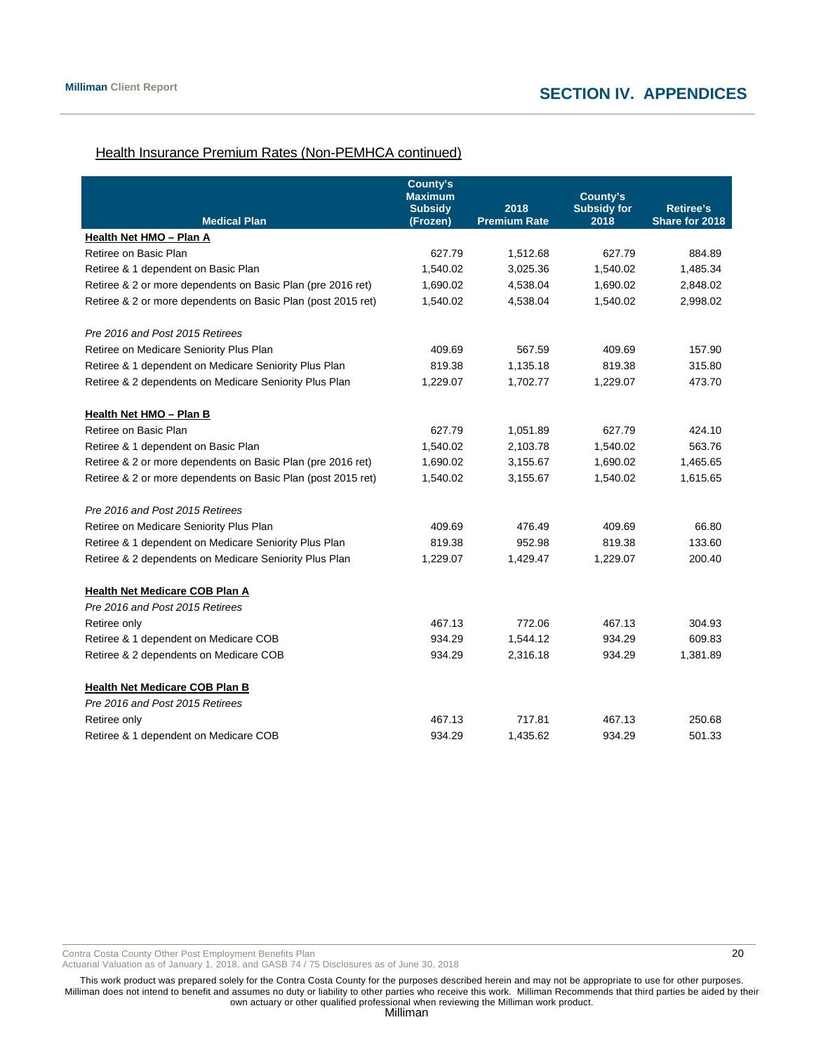## Health Insurance Premium Rates (Non-PEMHCA continued)

| Medical Plan | County's Maximum Subsidy (Frozen) | 2018 Premium Rate | County's Subsidy for 2018 | Retiree's Share for 2018 |
|---|---|---|---|---|
| **Health Net HMO – Plan A** | | | | |
| Retiree on Basic Plan | 627.79 | 1,512.68 | 627.79 | 884.89 |
| Retiree & 1 dependent on Basic Plan | 1,540.02 | 3,025.36 | 1,540.02 | 1,485.34 |
| Retiree & 2 or more dependents on Basic Plan (pre 2016 ret) | 1,690.02 | 4,538.04 | 1,690.02 | 2,848.02 |
| Retiree & 2 or more dependents on Basic Plan (post 2015 ret) | 1,540.02 | 4,538.04 | 1,540.02 | 2,998.02 |
| *Pre 2016 and Post 2015 Retirees* | | | | |
| Retiree on Medicare Seniority Plus Plan | 409.69 | 567.59 | 409.69 | 157.90 |
| Retiree & 1 dependent on Medicare Seniority Plus Plan | 819.38 | 1,135.18 | 819.38 | 315.80 |
| Retiree & 2 dependents on Medicare Seniority Plus Plan | 1,229.07 | 1,702.77 | 1,229.07 | 473.70 |
| **Health Net HMO – Plan B** | | | | |
| Retiree on Basic Plan | 627.79 | 1,051.89 | 627.79 | 424.10 |
| Retiree & 1 dependent on Basic Plan | 1,540.02 | 2,103.78 | 1,540.02 | 563.76 |
| Retiree & 2 or more dependents on Basic Plan (pre 2016 ret) | 1,690.02 | 3,155.67 | 1,690.02 | 1,465.65 |
| Retiree & 2 or more dependents on Basic Plan (post 2015 ret) | 1,540.02 | 3,155.67 | 1,540.02 | 1,615.65 |
| *Pre 2016 and Post 2015 Retirees* | | | | |
| Retiree on Medicare Seniority Plus Plan | 409.69 | 476.49 | 409.69 | 66.80 |
| Retiree & 1 dependent on Medicare Seniority Plus Plan | 819.38 | 952.98 | 819.38 | 133.60 |
| Retiree & 2 dependents on Medicare Seniority Plus Plan | 1,229.07 | 1,429.47 | 1,229.07 | 200.40 |
| **Health Net Medicare COB Plan A** | | | | |
| *Pre 2016 and Post 2015 Retirees* | | | | |
| Retiree only | 467.13 | 772.06 | 467.13 | 304.93 |
| Retiree & 1 dependent on Medicare COB | 934.29 | 1,544.12 | 934.29 | 609.83 |
| Retiree & 2 dependents on Medicare COB | 934.29 | 2,316.18 | 934.29 | 1,381.89 |
| **Health Net Medicare COB Plan B** | | | | |
| *Pre 2016 and Post 2015 Retirees* | | | | |
| Retiree only | 467.13 | 717.81 | 467.13 | 250.68 |
| Retiree & 1 dependent on Medicare COB | 934.29 | 1,435.62 | 934.29 | 501.33 |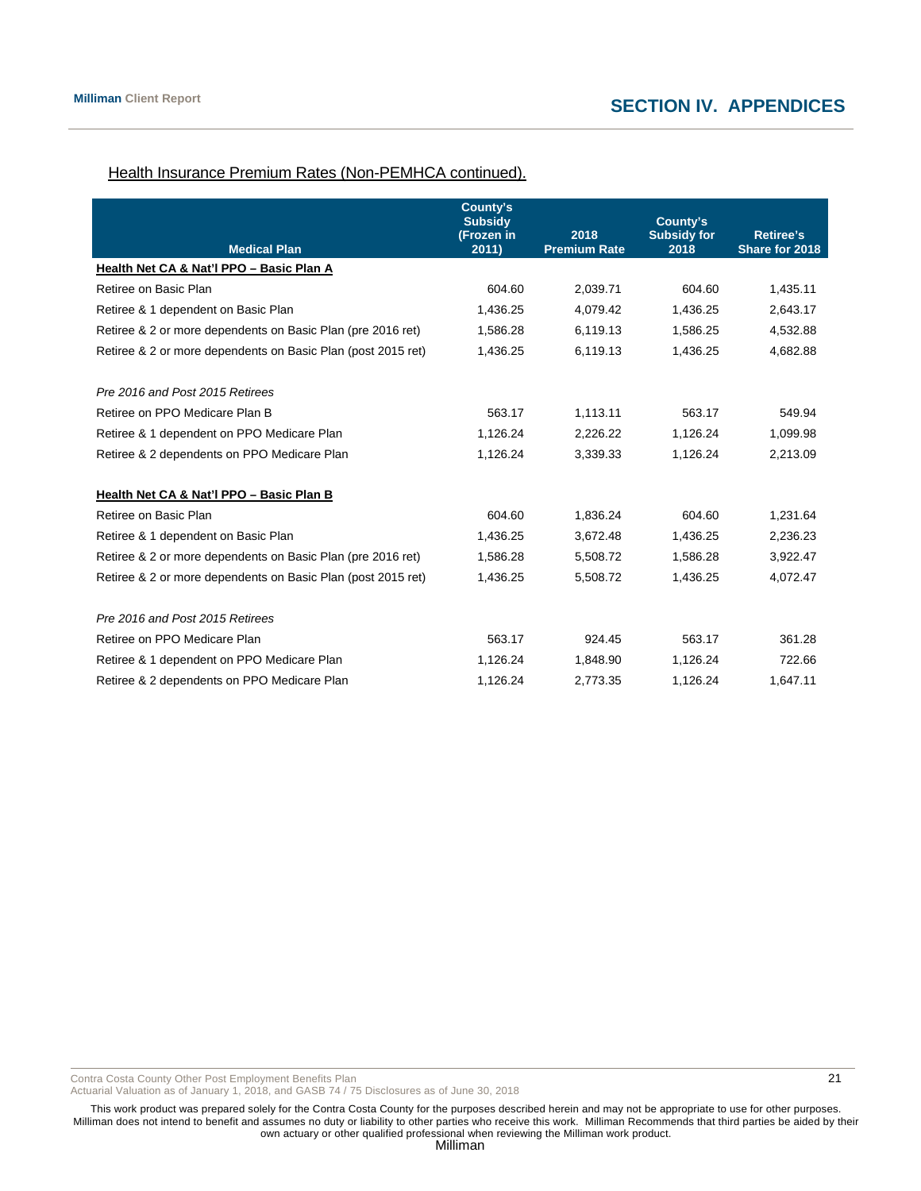Health Insurance Premium Rates (Non-PEMHCA continued).

| Medical Plan | County's Subsidy (Frozen in 2011) | 2018 Premium Rate | County's Subsidy for 2018 | Retiree's Share for 2018 |
|---|---|---|---|---|
| **Health Net CA & Nat'l PPO – Basic Plan A** | | | | |
| Retiree on Basic Plan | 604.60 | 2,039.71 | 604.60 | 1,435.11 |
| Retiree & 1 dependent on Basic Plan | 1,436.25 | 4,079.42 | 1,436.25 | 2,643.17 |
| Retiree & 2 or more dependents on Basic Plan (pre 2016 ret) | 1,586.28 | 6,119.13 | 1,586.25 | 4,532.88 |
| Retiree & 2 or more dependents on Basic Plan (post 2015 ret) | 1,436.25 | 6,119.13 | 1,436.25 | 4,682.88 |
| | | | | |
| *Pre 2016 and Post 2015 Retirees* | | | | |
| Retiree on PPO Medicare Plan B | 563.17 | 1,113.11 | 563.17 | 549.94 |
| Retiree & 1 dependent on PPO Medicare Plan | 1,126.24 | 2,226.22 | 1,126.24 | 1,099.98 |
| Retiree & 2 dependents on PPO Medicare Plan | 1,126.24 | 3,339.33 | 1,126.24 | 2,213.09 |
| | | | | |
| **Health Net CA & Nat'l PPO – Basic Plan B** | | | | |
| Retiree on Basic Plan | 604.60 | 1,836.24 | 604.60 | 1,231.64 |
| Retiree & 1 dependent on Basic Plan | 1,436.25 | 3,672.48 | 1,436.25 | 2,236.23 |
| Retiree & 2 or more dependents on Basic Plan (pre 2016 ret) | 1,586.28 | 5,508.72 | 1,586.28 | 3,922.47 |
| Retiree & 2 or more dependents on Basic Plan (post 2015 ret) | 1,436.25 | 5,508.72 | 1,436.25 | 4,072.47 |
| | | | | |
| *Pre 2016 and Post 2015 Retirees* | | | | |
| Retiree on PPO Medicare Plan | 563.17 | 924.45 | 563.17 | 361.28 |
| Retiree & 1 dependent on PPO Medicare Plan | 1,126.24 | 1,848.90 | 1,126.24 | 722.66 |
| Retiree & 2 dependents on PPO Medicare Plan | 1,126.24 | 2,773.35 | 1,126.24 | 1,647.11 |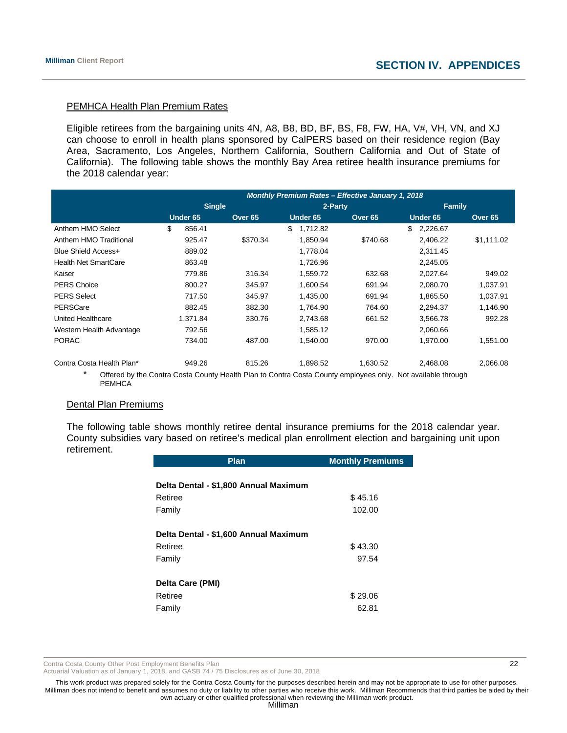## PEMHCA Health Plan Premium Rates

Eligible retirees from the bargaining units 4N, A8, B8, BD, BF, BS, F8, FW, HA, V#, VH, VN, and XJ can choose to enroll in health plans sponsored by CalPERS based on their residence region (Bay Area, Sacramento, Los Angeles, Northern California, Southern California and Out of State of California). The following table shows the monthly Bay Area retiree health insurance premiums for the 2018 calendar year:

| | Monthly Premium Rates – Effective January 1, 2018 | | | | | |
|---|---|---|---|---|---|---|
| | Single | | 2-Party | | Family | |
| | Under 65 | Over 65 | Under 65 | Over 65 | Under 65 | Over 65 |
| Anthem HMO Select | $ 856.41 | | $ 1,712.82 | | $ 2,226.67 | |
| Anthem HMO Traditional | 925.47 | $370.34 | 1,850.94 | $740.68 | 2,406.22 | $1,111.02 |
| Blue Shield Access+ | 889.02 | | 1,778.04 | | 2,311.45 | |
| Health Net SmartCare | 863.48 | | 1,726.96 | | 2,245.05 | |
| Kaiser | 779.86 | 316.34 | 1,559.72 | 632.68 | 2,027.64 | 949.02 |
| PERS Choice | 800.27 | 345.97 | 1,600.54 | 691.94 | 2,080.70 | 1,037.91 |
| PERS Select | 717.50 | 345.97 | 1,435.00 | 691.94 | 1,865.50 | 1,037.91 |
| PERSCare | 882.45 | 382.30 | 1,764.90 | 764.60 | 2,294.37 | 1,146.90 |
| United Healthcare | 1,371.84 | 330.76 | 2,743.68 | 661.52 | 3,566.78 | 992.28 |
| Western Health Advantage | 792.56 | | 1,585.12 | | 2,060.66 | |
| PORAC | 734.00 | 487.00 | 1,540.00 | 970.00 | 1,970.00 | 1,551.00 |
| Contra Costa Health Plan* | 949.26 | 815.26 | 1,898.52 | 1,630.52 | 2,468.08 | 2,066.08 |

\* Offered by the Contra Costa County Health Plan to Contra Costa County employees only. Not available through PEMHCA

## Dental Plan Premiums

The following table shows monthly retiree dental insurance premiums for the 2018 calendar year. County subsidies vary based on retiree's medical plan enrollment election and bargaining unit upon retirement.

| Plan | Monthly Premiums |
|---|---|
| **Delta Dental - $1,800 Annual Maximum** | |
| Retiree | $ 45.16 |
| Family | 102.00 |
| **Delta Dental - $1,600 Annual Maximum** | |
| Retiree | $ 43.30 |
| Family | 97.54 |
| **Delta Care (PMI)** | |
| Retiree | $ 29.06 |
| Family | 62.81 |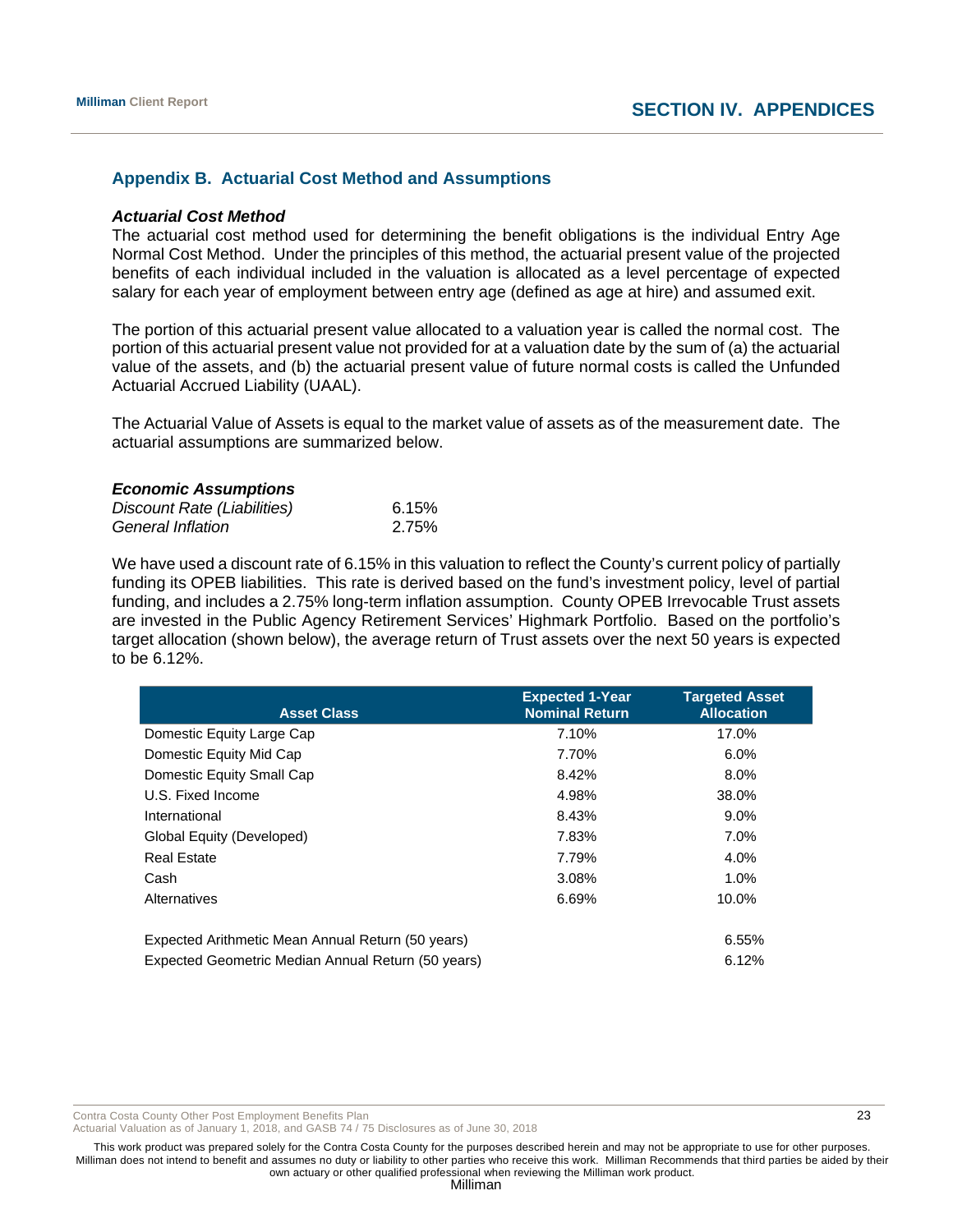## Appendix B. Actuarial Cost Method and Assumptions

### *Actuarial Cost Method*

The actuarial cost method used for determining the benefit obligations is the individual Entry Age Normal Cost Method. Under the principles of this method, the actuarial present value of the projected benefits of each individual included in the valuation is allocated as a level percentage of expected salary for each year of employment between entry age (defined as age at hire) and assumed exit.

The portion of this actuarial present value allocated to a valuation year is called the normal cost. The portion of this actuarial present value not provided for at a valuation date by the sum of (a) the actuarial value of the assets, and (b) the actuarial present value of future normal costs is called the Unfunded Actuarial Accrued Liability (UAAL).

The Actuarial Value of Assets is equal to the market value of assets as of the measurement date. The actuarial assumptions are summarized below.

### *Economic Assumptions*

| | |
|---|---|
| *Discount Rate (Liabilities)* | 6.15% |
| *General Inflation* | 2.75% |

We have used a discount rate of 6.15% in this valuation to reflect the County's current policy of partially funding its OPEB liabilities. This rate is derived based on the fund's investment policy, level of partial funding, and includes a 2.75% long-term inflation assumption. County OPEB Irrevocable Trust assets are invested in the Public Agency Retirement Services' Highmark Portfolio. Based on the portfolio's target allocation (shown below), the average return of Trust assets over the next 50 years is expected to be 6.12%.

| Asset Class | Expected 1-Year Nominal Return | Targeted Asset Allocation |
|---|---|---|
| Domestic Equity Large Cap | 7.10% | 17.0% |
| Domestic Equity Mid Cap | 7.70% | 6.0% |
| Domestic Equity Small Cap | 8.42% | 8.0% |
| U.S. Fixed Income | 4.98% | 38.0% |
| International | 8.43% | 9.0% |
| Global Equity (Developed) | 7.83% | 7.0% |
| Real Estate | 7.79% | 4.0% |
| Cash | 3.08% | 1.0% |
| Alternatives | 6.69% | 10.0% |
| | | |
| Expected Arithmetic Mean Annual Return (50 years) | | 6.55% |
| Expected Geometric Median Annual Return (50 years) | | 6.12% |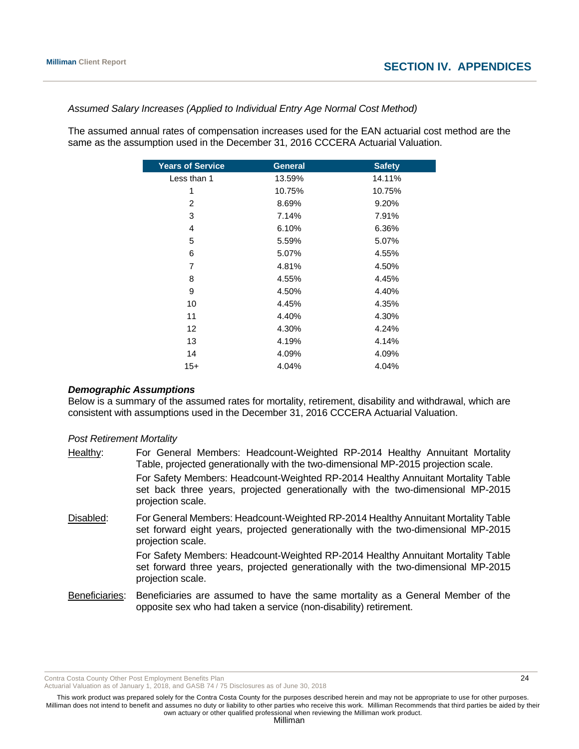*Assumed Salary Increases (Applied to Individual Entry Age Normal Cost Method)*

The assumed annual rates of compensation increases used for the EAN actuarial cost method are the same as the assumption used in the December 31, 2016 CCCERA Actuarial Valuation.

| Years of Service | General | Safety |
|---|---|---|
| Less than 1 | 13.59% | 14.11% |
| 1 | 10.75% | 10.75% |
| 2 | 8.69% | 9.20% |
| 3 | 7.14% | 7.91% |
| 4 | 6.10% | 6.36% |
| 5 | 5.59% | 5.07% |
| 6 | 5.07% | 4.55% |
| 7 | 4.81% | 4.50% |
| 8 | 4.55% | 4.45% |
| 9 | 4.50% | 4.40% |
| 10 | 4.45% | 4.35% |
| 11 | 4.40% | 4.30% |
| 12 | 4.30% | 4.24% |
| 13 | 4.19% | 4.14% |
| 14 | 4.09% | 4.09% |
| 15+ | 4.04% | 4.04% |

***Demographic Assumptions***

Below is a summary of the assumed rates for mortality, retirement, disability and withdrawal, which are consistent with assumptions used in the December 31, 2016 CCCERA Actuarial Valuation.

*Post Retirement Mortality*

Healthy: For General Members: Headcount-Weighted RP-2014 Healthy Annuitant Mortality Table, projected generationally with the two-dimensional MP-2015 projection scale.

For Safety Members: Headcount-Weighted RP-2014 Healthy Annuitant Mortality Table set back three years, projected generationally with the two-dimensional MP-2015 projection scale.

Disabled: For General Members: Headcount-Weighted RP-2014 Healthy Annuitant Mortality Table set forward eight years, projected generationally with the two-dimensional MP-2015 projection scale.

For Safety Members: Headcount-Weighted RP-2014 Healthy Annuitant Mortality Table set forward three years, projected generationally with the two-dimensional MP-2015 projection scale.

Beneficiaries: Beneficiaries are assumed to have the same mortality as a General Member of the opposite sex who had taken a service (non-disability) retirement.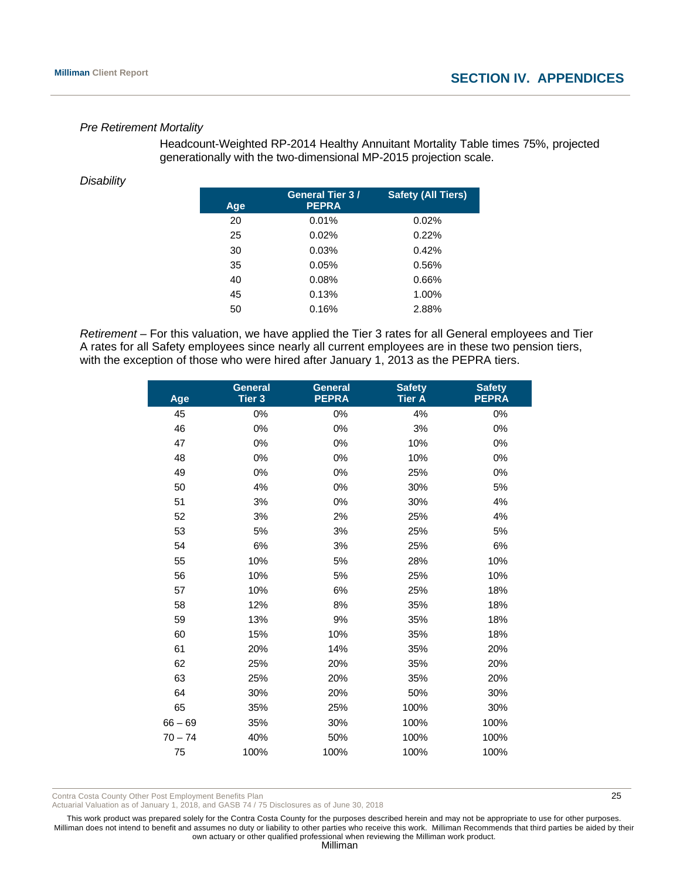*Pre Retirement Mortality*

Headcount-Weighted RP-2014 Healthy Annuitant Mortality Table times 75%, projected generationally with the two-dimensional MP-2015 projection scale.

*Disability*

| Age | General Tier 3 / PEPRA | Safety (All Tiers) |
|---|---|---|
| 20 | 0.01% | 0.02% |
| 25 | 0.02% | 0.22% |
| 30 | 0.03% | 0.42% |
| 35 | 0.05% | 0.56% |
| 40 | 0.08% | 0.66% |
| 45 | 0.13% | 1.00% |
| 50 | 0.16% | 2.88% |

*Retirement* – For this valuation, we have applied the Tier 3 rates for all General employees and Tier A rates for all Safety employees since nearly all current employees are in these two pension tiers, with the exception of those who were hired after January 1, 2013 as the PEPRA tiers.

| Age | General Tier 3 | General PEPRA | Safety Tier A | Safety PEPRA |
|---|---|---|---|---|
| 45 | 0% | 0% | 4% | 0% |
| 46 | 0% | 0% | 3% | 0% |
| 47 | 0% | 0% | 10% | 0% |
| 48 | 0% | 0% | 10% | 0% |
| 49 | 0% | 0% | 25% | 0% |
| 50 | 4% | 0% | 30% | 5% |
| 51 | 3% | 0% | 30% | 4% |
| 52 | 3% | 2% | 25% | 4% |
| 53 | 5% | 3% | 25% | 5% |
| 54 | 6% | 3% | 25% | 6% |
| 55 | 10% | 5% | 28% | 10% |
| 56 | 10% | 5% | 25% | 10% |
| 57 | 10% | 6% | 25% | 18% |
| 58 | 12% | 8% | 35% | 18% |
| 59 | 13% | 9% | 35% | 18% |
| 60 | 15% | 10% | 35% | 18% |
| 61 | 20% | 14% | 35% | 20% |
| 62 | 25% | 20% | 35% | 20% |
| 63 | 25% | 20% | 35% | 20% |
| 64 | 30% | 20% | 50% | 30% |
| 65 | 35% | 25% | 100% | 30% |
| 66 – 69 | 35% | 30% | 100% | 100% |
| 70 – 74 | 40% | 50% | 100% | 100% |
| 75 | 100% | 100% | 100% | 100% |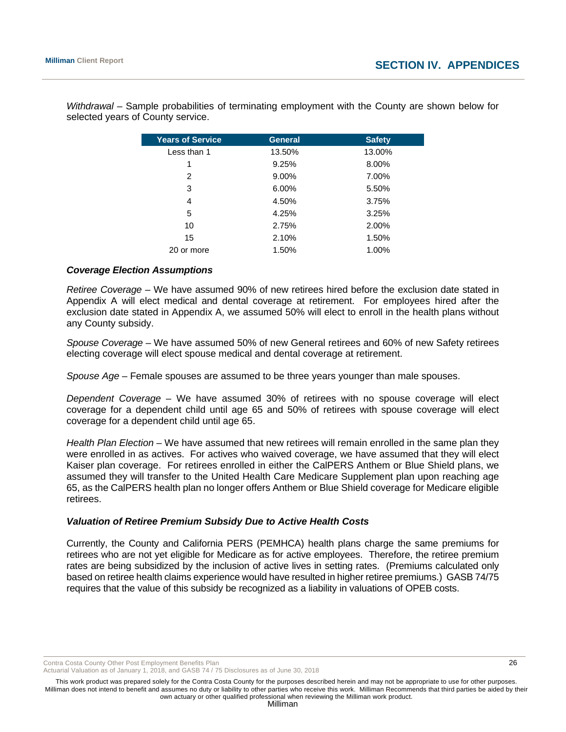*Withdrawal* – Sample probabilities of terminating employment with the County are shown below for selected years of County service.

| Years of Service | General | Safety |
|---|---|---|
| Less than 1 | 13.50% | 13.00% |
| 1 | 9.25% | 8.00% |
| 2 | 9.00% | 7.00% |
| 3 | 6.00% | 5.50% |
| 4 | 4.50% | 3.75% |
| 5 | 4.25% | 3.25% |
| 10 | 2.75% | 2.00% |
| 15 | 2.10% | 1.50% |
| 20 or more | 1.50% | 1.00% |

### *Coverage Election Assumptions*

*Retiree Coverage* – We have assumed 90% of new retirees hired before the exclusion date stated in Appendix A will elect medical and dental coverage at retirement. For employees hired after the exclusion date stated in Appendix A, we assumed 50% will elect to enroll in the health plans without any County subsidy.

*Spouse Coverage* – We have assumed 50% of new General retirees and 60% of new Safety retirees electing coverage will elect spouse medical and dental coverage at retirement.

*Spouse Age* – Female spouses are assumed to be three years younger than male spouses.

*Dependent Coverage* – We have assumed 30% of retirees with no spouse coverage will elect coverage for a dependent child until age 65 and 50% of retirees with spouse coverage will elect coverage for a dependent child until age 65.

*Health Plan Election* – We have assumed that new retirees will remain enrolled in the same plan they were enrolled in as actives. For actives who waived coverage, we have assumed that they will elect Kaiser plan coverage. For retirees enrolled in either the CalPERS Anthem or Blue Shield plans, we assumed they will transfer to the United Health Care Medicare Supplement plan upon reaching age 65, as the CalPERS health plan no longer offers Anthem or Blue Shield coverage for Medicare eligible retirees.

### *Valuation of Retiree Premium Subsidy Due to Active Health Costs*

Currently, the County and California PERS (PEMHCA) health plans charge the same premiums for retirees who are not yet eligible for Medicare as for active employees. Therefore, the retiree premium rates are being subsidized by the inclusion of active lives in setting rates. (Premiums calculated only based on retiree health claims experience would have resulted in higher retiree premiums.) GASB 74/75 requires that the value of this subsidy be recognized as a liability in valuations of OPEB costs.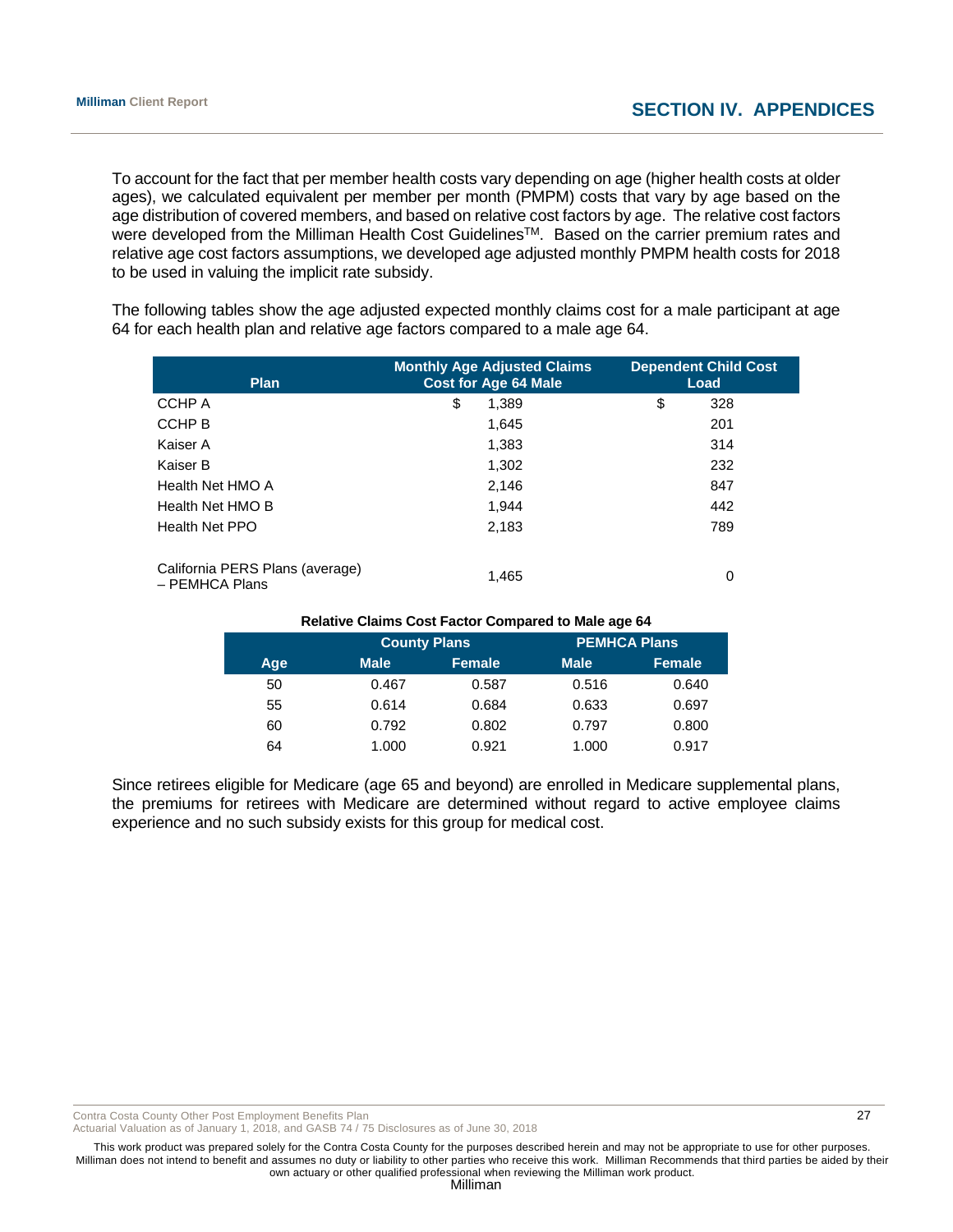To account for the fact that per member health costs vary depending on age (higher health costs at older ages), we calculated equivalent per member per month (PMPM) costs that vary by age based on the age distribution of covered members, and based on relative cost factors by age. The relative cost factors were developed from the Milliman Health Cost Guidelines™. Based on the carrier premium rates and relative age cost factors assumptions, we developed age adjusted monthly PMPM health costs for 2018 to be used in valuing the implicit rate subsidy.

The following tables show the age adjusted expected monthly claims cost for a male participant at age 64 for each health plan and relative age factors compared to a male age 64.

| Plan | Monthly Age Adjusted Claims Cost for Age 64 Male | Dependent Child Cost Load |
|---|---|---|
| CCHP A | $ 1,389 | $ 328 |
| CCHP B | 1,645 | 201 |
| Kaiser A | 1,383 | 314 |
| Kaiser B | 1,302 | 232 |
| Health Net HMO A | 2,146 | 847 |
| Health Net HMO B | 1,944 | 442 |
| Health Net PPO | 2,183 | 789 |
| California PERS Plans (average) – PEMHCA Plans | 1,465 | 0 |

**Relative Claims Cost Factor Compared to Male age 64**

| | County Plans | | PEMHCA Plans | |
|---|---|---|---|---|
| **Age** | **Male** | **Female** | **Male** | **Female** |
| 50 | 0.467 | 0.587 | 0.516 | 0.640 |
| 55 | 0.614 | 0.684 | 0.633 | 0.697 |
| 60 | 0.792 | 0.802 | 0.797 | 0.800 |
| 64 | 1.000 | 0.921 | 1.000 | 0.917 |

Since retirees eligible for Medicare (age 65 and beyond) are enrolled in Medicare supplemental plans, the premiums for retirees with Medicare are determined without regard to active employee claims experience and no such subsidy exists for this group for medical cost.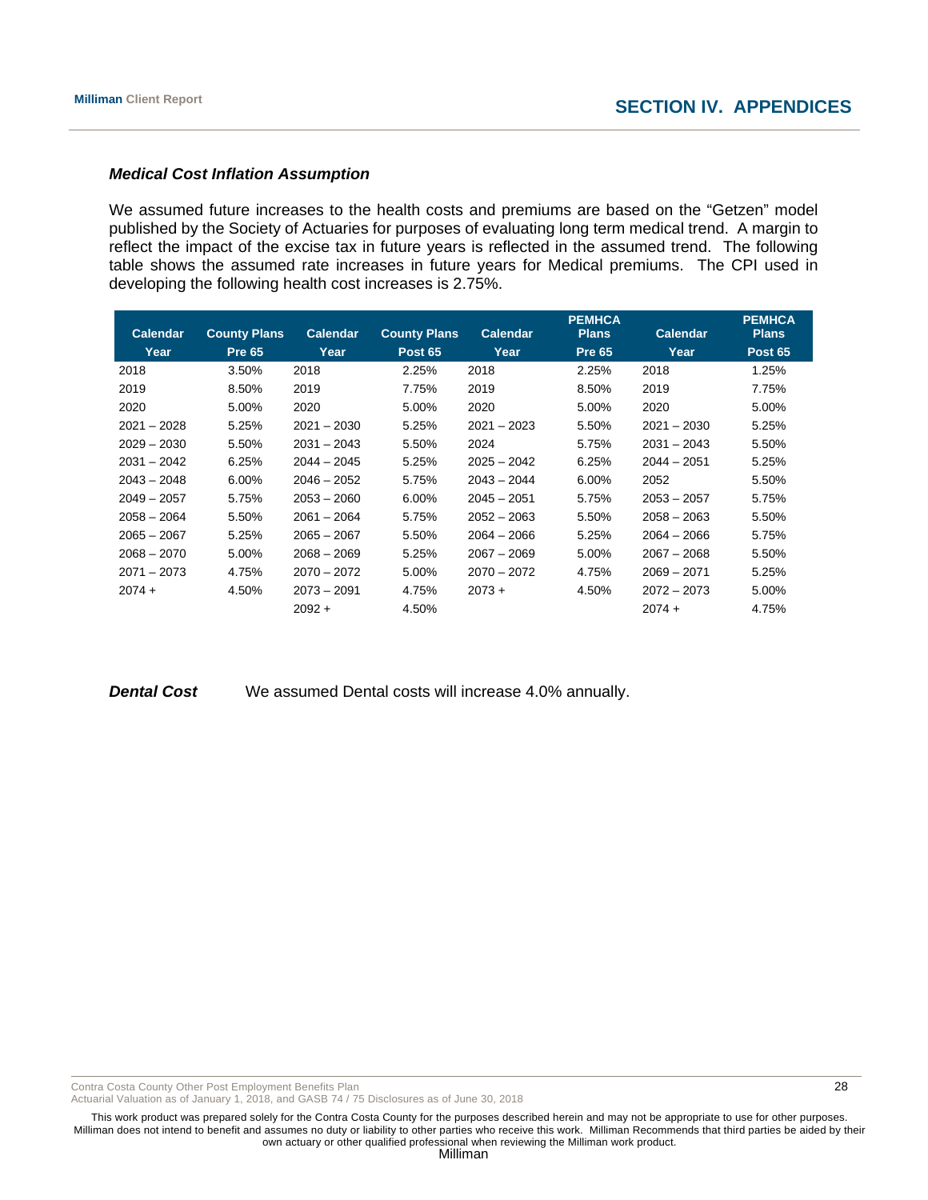### *Medical Cost Inflation Assumption*

We assumed future increases to the health costs and premiums are based on the “Getzen” model published by the Society of Actuaries for purposes of evaluating long term medical trend. A margin to reflect the impact of the excise tax in future years is reflected in the assumed trend. The following table shows the assumed rate increases in future years for Medical premiums. The CPI used in developing the following health cost increases is 2.75%.

| Calendar Year | County Plans Pre 65 | Calendar Year | County Plans Post 65 | Calendar Year | PEMHCA Plans Pre 65 | Calendar Year | PEMHCA Plans Post 65 |
|---|---|---|---|---|---|---|---|
| 2018 | 3.50% | 2018 | 2.25% | 2018 | 2.25% | 2018 | 1.25% |
| 2019 | 8.50% | 2019 | 7.75% | 2019 | 8.50% | 2019 | 7.75% |
| 2020 | 5.00% | 2020 | 5.00% | 2020 | 5.00% | 2020 | 5.00% |
| 2021 – 2028 | 5.25% | 2021 – 2030 | 5.25% | 2021 – 2023 | 5.50% | 2021 – 2030 | 5.25% |
| 2029 – 2030 | 5.50% | 2031 – 2043 | 5.50% | 2024 | 5.75% | 2031 – 2043 | 5.50% |
| 2031 – 2042 | 6.25% | 2044 – 2045 | 5.25% | 2025 – 2042 | 6.25% | 2044 – 2051 | 5.25% |
| 2043 – 2048 | 6.00% | 2046 – 2052 | 5.75% | 2043 – 2044 | 6.00% | 2052 | 5.50% |
| 2049 – 2057 | 5.75% | 2053 – 2060 | 6.00% | 2045 – 2051 | 5.75% | 2053 – 2057 | 5.75% |
| 2058 – 2064 | 5.50% | 2061 – 2064 | 5.75% | 2052 – 2063 | 5.50% | 2058 – 2063 | 5.50% |
| 2065 – 2067 | 5.25% | 2065 – 2067 | 5.50% | 2064 – 2066 | 5.25% | 2064 – 2066 | 5.75% |
| 2068 – 2070 | 5.00% | 2068 – 2069 | 5.25% | 2067 – 2069 | 5.00% | 2067 – 2068 | 5.50% |
| 2071 – 2073 | 4.75% | 2070 – 2072 | 5.00% | 2070 – 2072 | 4.75% | 2069 – 2071 | 5.25% |
| 2074 + | 4.50% | 2073 – 2091 | 4.75% | 2073 + | 4.50% | 2072 – 2073 | 5.00% |
| | | 2092 + | 4.50% | | | 2074 + | 4.75% |

***Dental Cost*** We assumed Dental costs will increase 4.0% annually.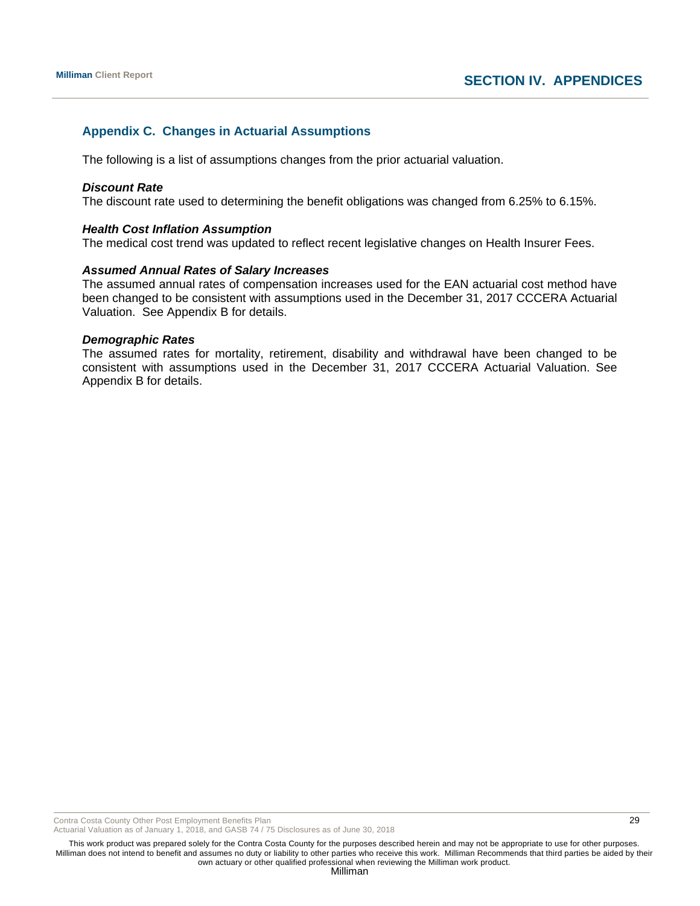## Appendix C. Changes in Actuarial Assumptions

The following is a list of assumptions changes from the prior actuarial valuation.

***Discount Rate***
The discount rate used to determining the benefit obligations was changed from 6.25% to 6.15%.

***Health Cost Inflation Assumption***
The medical cost trend was updated to reflect recent legislative changes on Health Insurer Fees.

***Assumed Annual Rates of Salary Increases***
The assumed annual rates of compensation increases used for the EAN actuarial cost method have been changed to be consistent with assumptions used in the December 31, 2017 CCCERA Actuarial Valuation. See Appendix B for details.

***Demographic Rates***
The assumed rates for mortality, retirement, disability and withdrawal have been changed to be consistent with assumptions used in the December 31, 2017 CCCERA Actuarial Valuation. See Appendix B for details.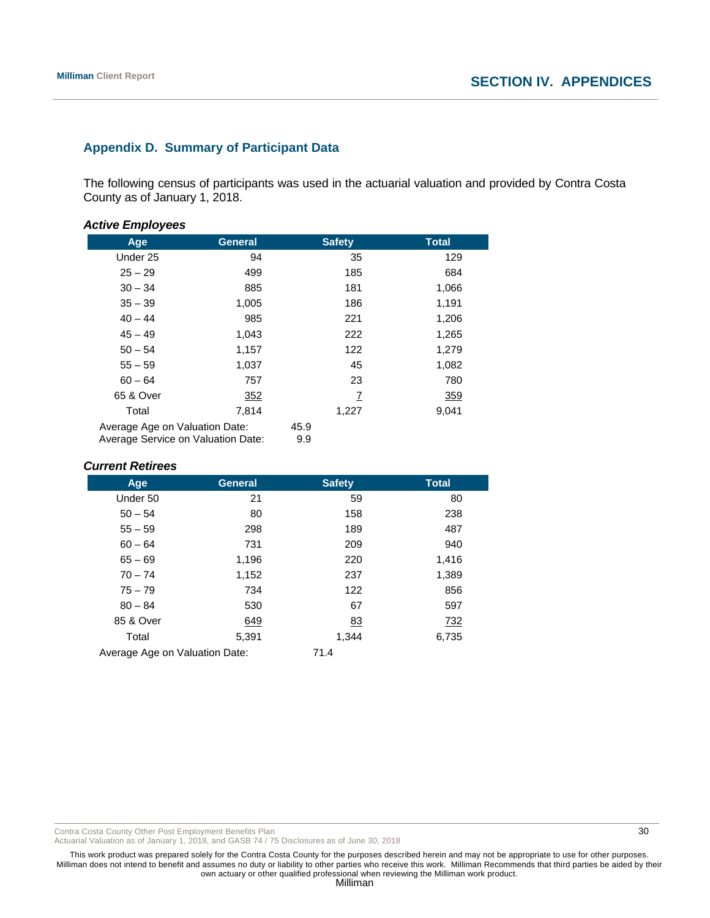## Appendix D. Summary of Participant Data

The following census of participants was used in the actuarial valuation and provided by Contra Costa County as of January 1, 2018.

### *Active Employees*

| Age | General | Safety | Total |
|---|---|---|---|
| Under 25 | 94 | 35 | 129 |
| 25 – 29 | 499 | 185 | 684 |
| 30 – 34 | 885 | 181 | 1,066 |
| 35 – 39 | 1,005 | 186 | 1,191 |
| 40 – 44 | 985 | 221 | 1,206 |
| 45 – 49 | 1,043 | 222 | 1,265 |
| 50 – 54 | 1,157 | 122 | 1,279 |
| 55 – 59 | 1,037 | 45 | 1,082 |
| 60 – 64 | 757 | 23 | 780 |
| 65 & Over | 352 | 7 | 359 |
| Total | 7,814 | 1,227 | 9,041 |

Average Age on Valuation Date: 45.9
Average Service on Valuation Date: 9.9

### *Current Retirees*

| Age | General | Safety | Total |
|---|---|---|---|
| Under 50 | 21 | 59 | 80 |
| 50 – 54 | 80 | 158 | 238 |
| 55 – 59 | 298 | 189 | 487 |
| 60 – 64 | 731 | 209 | 940 |
| 65 – 69 | 1,196 | 220 | 1,416 |
| 70 – 74 | 1,152 | 237 | 1,389 |
| 75 – 79 | 734 | 122 | 856 |
| 80 – 84 | 530 | 67 | 597 |
| 85 & Over | 649 | 83 | 732 |
| Total | 5,391 | 1,344 | 6,735 |

Average Age on Valuation Date: 71.4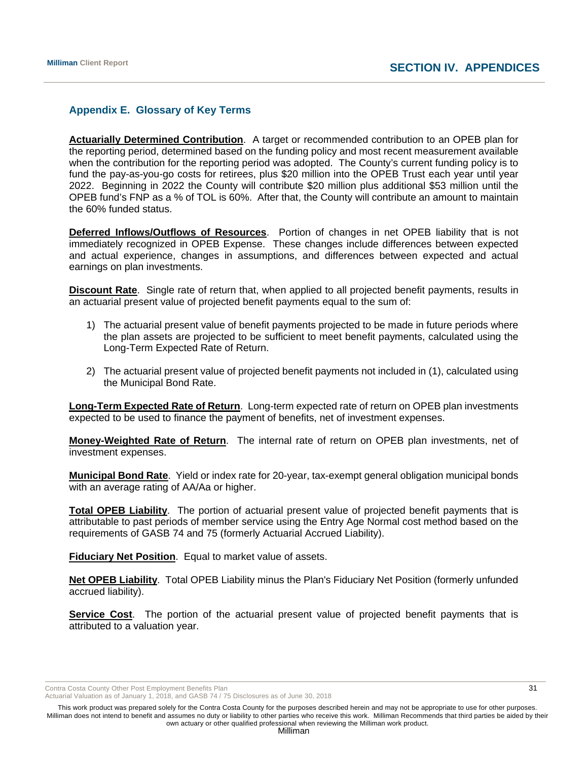## Appendix E. Glossary of Key Terms

**Actuarially Determined Contribution**. A target or recommended contribution to an OPEB plan for the reporting period, determined based on the funding policy and most recent measurement available when the contribution for the reporting period was adopted. The County's current funding policy is to fund the pay-as-you-go costs for retirees, plus $20 million into the OPEB Trust each year until year 2022. Beginning in 2022 the County will contribute $20 million plus additional $53 million until the OPEB fund's FNP as a % of TOL is 60%. After that, the County will contribute an amount to maintain the 60% funded status.

**Deferred Inflows/Outflows of Resources**. Portion of changes in net OPEB liability that is not immediately recognized in OPEB Expense. These changes include differences between expected and actual experience, changes in assumptions, and differences between expected and actual earnings on plan investments.

**Discount Rate**. Single rate of return that, when applied to all projected benefit payments, results in an actuarial present value of projected benefit payments equal to the sum of:

1) The actuarial present value of benefit payments projected to be made in future periods where the plan assets are projected to be sufficient to meet benefit payments, calculated using the Long-Term Expected Rate of Return.

2) The actuarial present value of projected benefit payments not included in (1), calculated using the Municipal Bond Rate.

**Long-Term Expected Rate of Return**. Long-term expected rate of return on OPEB plan investments expected to be used to finance the payment of benefits, net of investment expenses.

**Money-Weighted Rate of Return**. The internal rate of return on OPEB plan investments, net of investment expenses.

**Municipal Bond Rate**. Yield or index rate for 20-year, tax-exempt general obligation municipal bonds with an average rating of AA/Aa or higher.

**Total OPEB Liability**. The portion of actuarial present value of projected benefit payments that is attributable to past periods of member service using the Entry Age Normal cost method based on the requirements of GASB 74 and 75 (formerly Actuarial Accrued Liability).

**Fiduciary Net Position**. Equal to market value of assets.

**Net OPEB Liability**. Total OPEB Liability minus the Plan's Fiduciary Net Position (formerly unfunded accrued liability).

**Service Cost**. The portion of the actuarial present value of projected benefit payments that is attributed to a valuation year.